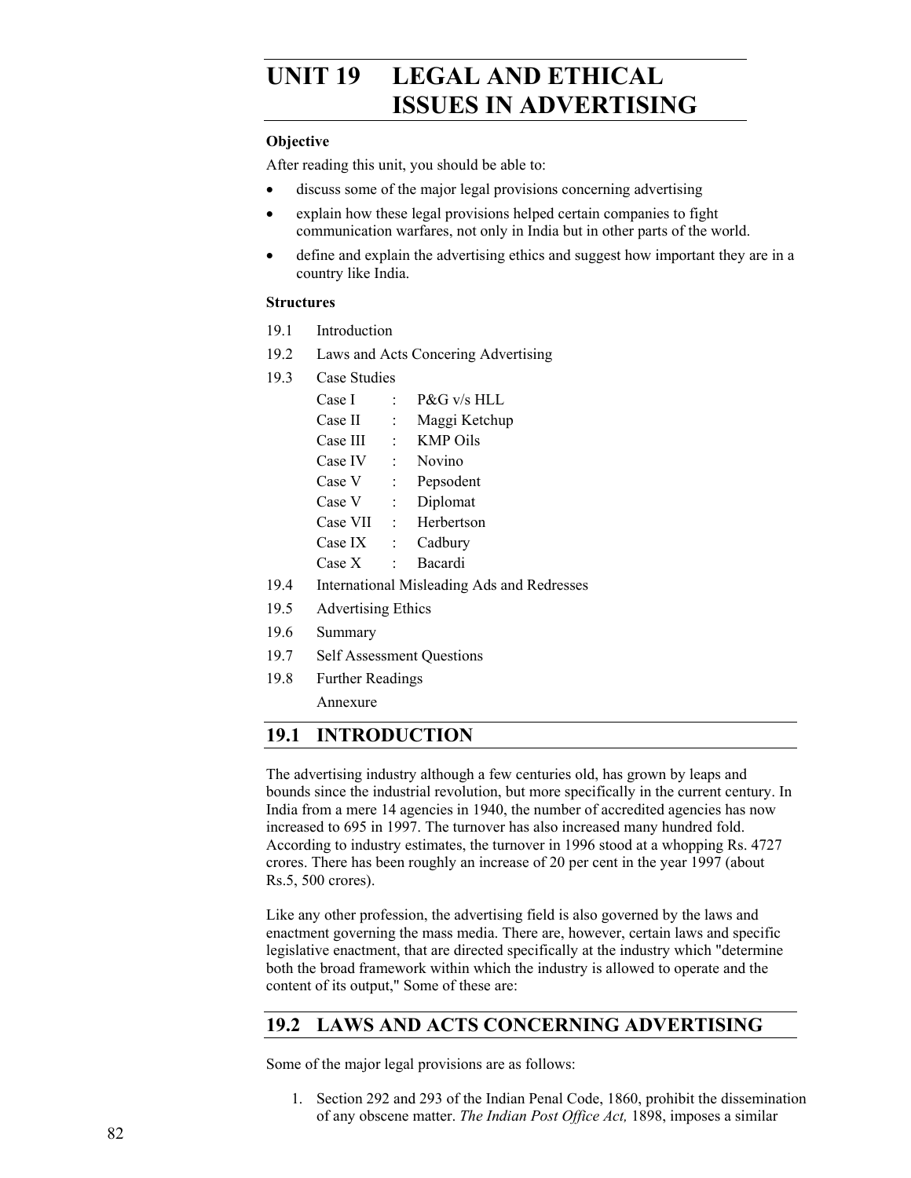# UNIT 19 LEGAL AND ETHICAL ISSUES IN ADVERTISING

**Objective**

After reading this unit, you should be able to:

- discuss some of the major legal provisions concerning advertising
- explain how these legal provisions helped certain companies to fight communication warfares, not only in India but in other parts of the world.
- define and explain the advertising ethics and suggest how important they are in a country like India.

**Structures**

19.1 Introduction

19.2 Laws and Acts Concering Advertising

19.3 Case Studies

| | | |
|---|---|---|
| Case I | : | P&G v/s HLL |
| Case II | : | Maggi Ketchup |
| Case III | : | KMP Oils |
| Case IV | : | Novino |
| Case V | : | Pepsodent |
| Case V | : | Diplomat |
| Case VII | : | Herbertson |
| Case IX | : | Cadbury |
| Case X | : | Bacardi |

19.4 International Misleading Ads and Redresses

19.5 Advertising Ethics

19.6 Summary

19.7 Self Assessment Questions

19.8 Further Readings

Annexure

## 19.1 INTRODUCTION

The advertising industry although a few centuries old, has grown by leaps and bounds since the industrial revolution, but more specifically in the current century. In India from a mere 14 agencies in 1940, the number of accredited agencies has now increased to 695 in 1997. The turnover has also increased many hundred fold. According to industry estimates, the turnover in 1996 stood at a whopping Rs. 4727 crores. There has been roughly an increase of 20 per cent in the year 1997 (about Rs.5, 500 crores).

Like any other profession, the advertising field is also governed by the laws and enactment governing the mass media. There are, however, certain laws and specific legislative enactment, that are directed specifically at the industry which "determine both the broad framework within which the industry is allowed to operate and the content of its output," Some of these are:

## 19.2 LAWS AND ACTS CONCERNING ADVERTISING

Some of the major legal provisions are as follows:

1. Section 292 and 293 of the Indian Penal Code, 1860, prohibit the dissemination of any obscene matter. *The Indian Post Office Act,* 1898, imposes a similar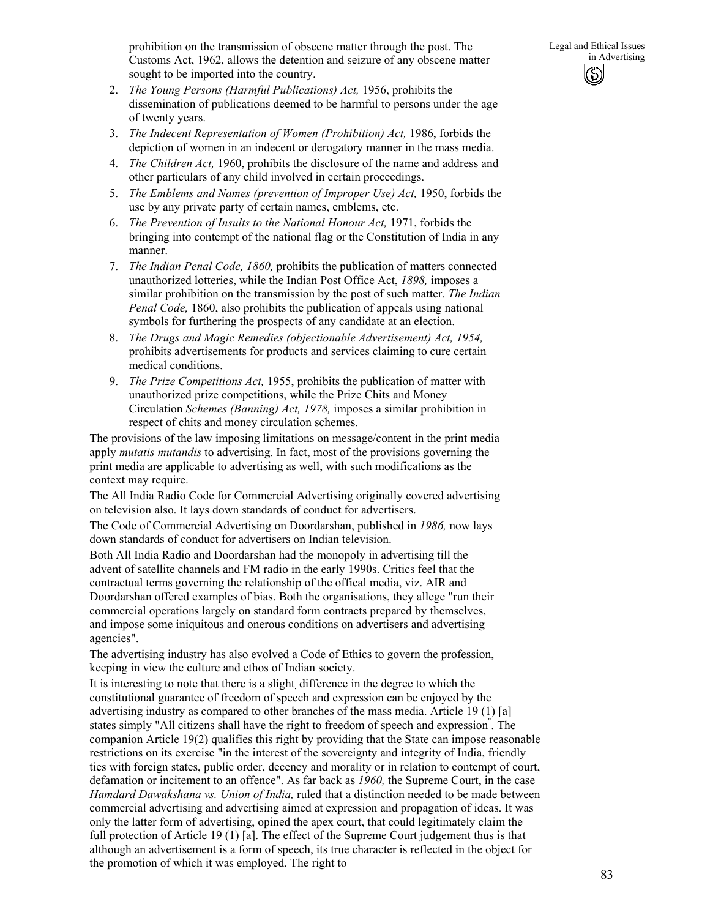prohibition on the transmission of obscene matter through the post. The Customs Act, 1962, allows the detention and seizure of any obscene matter sought to be imported into the country.

2. *The Young Persons (Harmful Publications) Act,* 1956, prohibits the dissemination of publications deemed to be harmful to persons under the age of twenty years.
3. *The Indecent Representation of Women (Prohibition) Act,* 1986, forbids the depiction of women in an indecent or derogatory manner in the mass media.
4. *The Children Act,* 1960, prohibits the disclosure of the name and address and other particulars of any child involved in certain proceedings.
5. *The Emblems and Names (prevention of Improper Use) Act,* 1950, forbids the use by any private party of certain names, emblems, etc.
6. *The Prevention of Insults to the National Honour Act,* 1971, forbids the bringing into contempt of the national flag or the Constitution of India in any manner.
7. *The Indian Penal Code, 1860,* prohibits the publication of matters connected unauthorized lotteries, while the Indian Post Office Act, *1898,* imposes a similar prohibition on the transmission by the post of such matter. *The Indian Penal Code,* 1860, also prohibits the publication of appeals using national symbols for furthering the prospects of any candidate at an election.
8. *The Drugs and Magic Remedies (objectionable Advertisement) Act, 1954,* prohibits advertisements for products and services claiming to cure certain medical conditions.
9. *The Prize Competitions Act,* 1955, prohibits the publication of matter with unauthorized prize competitions, while the Prize Chits and Money Circulation *Schemes (Banning) Act, 1978,* imposes a similar prohibition in respect of chits and money circulation schemes.

The provisions of the law imposing limitations on message/content in the print media apply *mutatis mutandis* to advertising. In fact, most of the provisions governing the print media are applicable to advertising as well, with such modifications as the context may require.

The All India Radio Code for Commercial Advertising originally covered advertising on television also. It lays down standards of conduct for advertisers.

The Code of Commercial Advertising on Doordarshan, published in *1986,* now lays down standards of conduct for advertisers on Indian television.

Both All India Radio and Doordarshan had the monopoly in advertising till the advent of satellite channels and FM radio in the early 1990s. Critics feel that the contractual terms governing the relationship of the offical media, viz. AIR and Doordarshan offered examples of bias. Both the organisations, they allege "run their commercial operations largely on standard form contracts prepared by themselves, and impose some iniquitous and onerous conditions on advertisers and advertising agencies".

The advertising industry has also evolved a Code of Ethics to govern the profession, keeping in view the culture and ethos of Indian society.

It is interesting to note that there is a slight difference in the degree to which the constitutional guarantee of freedom of speech and expression can be enjoyed by the advertising industry as compared to other branches of the mass media. Article 19 (1) [a] states simply "All citizens shall have the right to freedom of speech and expression". The companion Article 19(2) qualifies this right by providing that the State can impose reasonable restrictions on its exercise "in the interest of the sovereignty and integrity of India, friendly ties with foreign states, public order, decency and morality or in relation to contempt of court, defamation or incitement to an offence". As far back as *1960,* the Supreme Court, in the case *Hamdard Dawakshana vs. Union of India,* ruled that a distinction needed to be made between commercial advertising and advertising aimed at expression and propagation of ideas. It was only the latter form of advertising, opined the apex court, that could legitimately claim the full protection of Article 19 (1) [a]. The effect of the Supreme Court judgement thus is that although an advertisement is a form of speech, its true character is reflected in the object for the promotion of which it was employed. The right to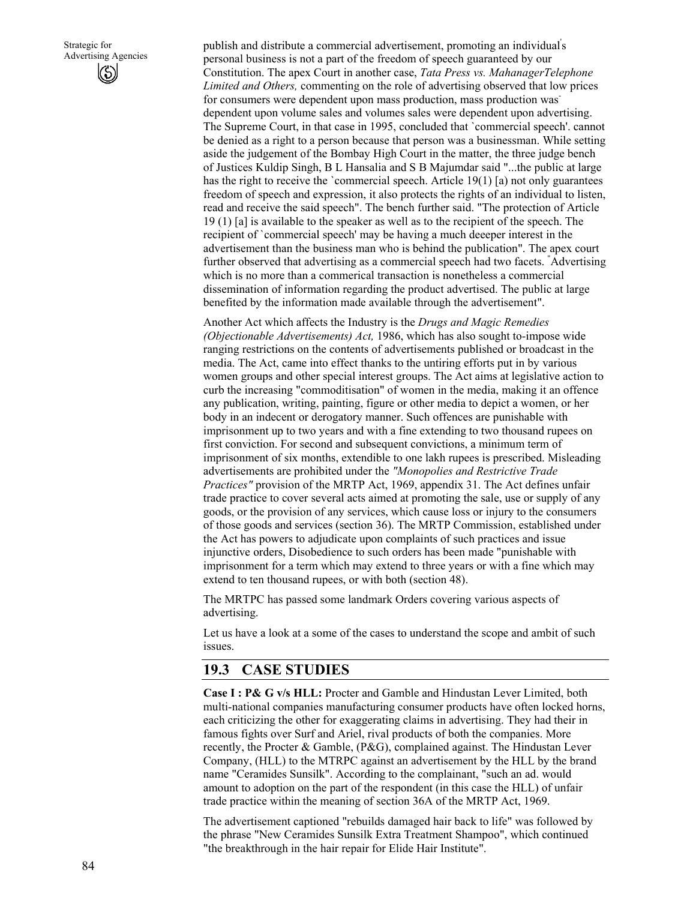publish and distribute a commercial advertisement, promoting an individual's personal business is not a part of the freedom of speech guaranteed by our Constitution. The apex Court in another case, *Tata Press vs. MahanagerTelephone Limited and Others,* commenting on the role of advertising observed that low prices for consumers were dependent upon mass production, mass production was dependent upon volume sales and volumes sales were dependent upon advertising. The Supreme Court, in that case in 1995, concluded that `commercial speech'. cannot be denied as a right to a person because that person was a businessman. While setting aside the judgement of the Bombay High Court in the matter, the three judge bench of Justices Kuldip Singh, B L Hansalia and S B Majumdar said "...the public at large has the right to receive the `commercial speech. Article 19(1) [a) not only guarantees freedom of speech and expression, it also protects the rights of an individual to listen, read and receive the said speech". The bench further said. "The protection of Article 19 (1) [a] is available to the speaker as well as to the recipient of the speech. The recipient of `commercial speech' may be having a much deeeper interest in the advertisement than the business man who is behind the publication". The apex court further observed that advertising as a commercial speech had two facets. "Advertising which is no more than a commerical transaction is nonetheless a commercial dissemination of information regarding the product advertised. The public at large benefited by the information made available through the advertisement".

Another Act which affects the Industry is the *Drugs and Magic Remedies (Objectionable Advertisements) Act,* 1986, which has also sought to-impose wide ranging restrictions on the contents of advertisements published or broadcast in the media. The Act, came into effect thanks to the untiring efforts put in by various women groups and other special interest groups. The Act aims at legislative action to curb the increasing "commoditisation" of women in the media, making it an offence any publication, writing, painting, figure or other media to depict a women, or her body in an indecent or derogatory manner. Such offences are punishable with imprisonment up to two years and with a fine extending to two thousand rupees on first conviction. For second and subsequent convictions, a minimum term of imprisonment of six months, extendible to one lakh rupees is prescribed. Misleading advertisements are prohibited under the *"Monopolies and Restrictive Trade Practices"* provision of the MRTP Act, 1969, appendix 31. The Act defines unfair trade practice to cover several acts aimed at promoting the sale, use or supply of any goods, or the provision of any services, which cause loss or injury to the consumers of those goods and services (section 36). The MRTP Commission, established under the Act has powers to adjudicate upon complaints of such practices and issue injunctive orders, Disobedience to such orders has been made "punishable with imprisonment for a term which may extend to three years or with a fine which may extend to ten thousand rupees, or with both (section 48).

The MRTPC has passed some landmark Orders covering various aspects of advertising.

Let us have a look at a some of the cases to understand the scope and ambit of such issues.

## 19.3 CASE STUDIES

**Case I : P& G v/s HLL:** Procter and Gamble and Hindustan Lever Limited, both multi-national companies manufacturing consumer products have often locked horns, each criticizing the other for exaggerating claims in advertising. They had their in famous fights over Surf and Ariel, rival products of both the companies. More recently, the Procter & Gamble, (P&G), complained against. The Hindustan Lever Company, (HLL) to the MTRPC against an advertisement by the HLL by the brand name "Ceramides Sunsilk". According to the complainant, "such an ad. would amount to adoption on the part of the respondent (in this case the HLL) of unfair trade practice within the meaning of section 36A of the MRTP Act, 1969.

The advertisement captioned "rebuilds damaged hair back to life" was followed by the phrase "New Ceramides Sunsilk Extra Treatment Shampoo", which continued "the breakthrough in the hair repair for Elide Hair Institute".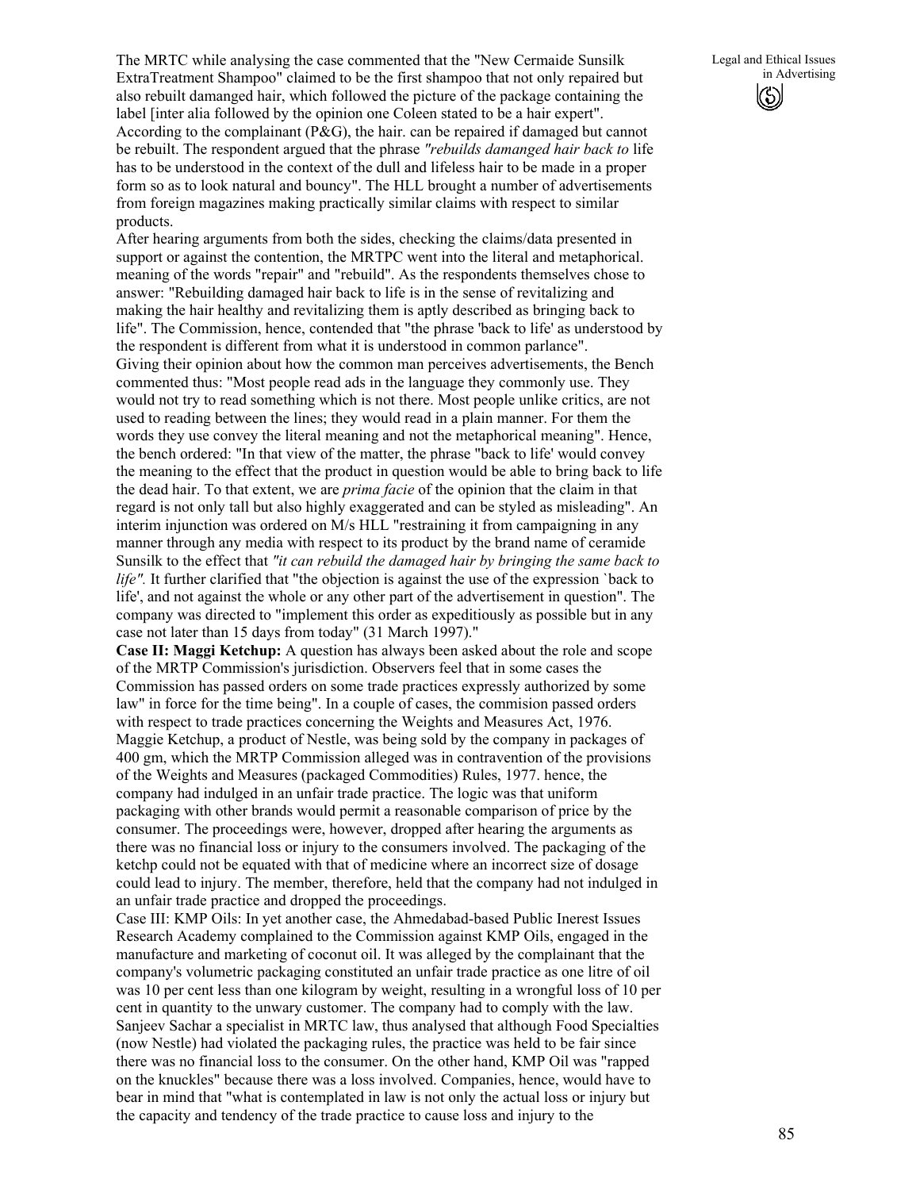The MRTC while analysing the case commented that the "New Cermaide Sunsilk ExtraTreatment Shampoo" claimed to be the first shampoo that not only repaired but also rebuilt damanged hair, which followed the picture of the package containing the label [inter alia followed by the opinion one Coleen stated to be a hair expert". According to the complainant (P&G), the hair. can be repaired if damaged but cannot be rebuilt. The respondent argued that the phrase *"rebuilds damanged hair back to* life has to be understood in the context of the dull and lifeless hair to be made in a proper form so as to look natural and bouncy". The HLL brought a number of advertisements from foreign magazines making practically similar claims with respect to similar products.

After hearing arguments from both the sides, checking the claims/data presented in support or against the contention, the MRTPC went into the literal and metaphorical. meaning of the words "repair" and "rebuild". As the respondents themselves chose to answer: "Rebuilding damaged hair back to life is in the sense of revitalizing and making the hair healthy and revitalizing them is aptly described as bringing back to life". The Commission, hence, contended that "the phrase 'back to life' as understood by the respondent is different from what it is understood in common parlance".

Giving their opinion about how the common man perceives advertisements, the Bench commented thus: "Most people read ads in the language they commonly use. They would not try to read something which is not there. Most people unlike critics, are not used to reading between the lines; they would read in a plain manner. For them the words they use convey the literal meaning and not the metaphorical meaning". Hence, the bench ordered: "In that view of the matter, the phrase "back to life' would convey the meaning to the effect that the product in question would be able to bring back to life the dead hair. To that extent, we are *prima facie* of the opinion that the claim in that regard is not only tall but also highly exaggerated and can be styled as misleading". An interim injunction was ordered on M/s HLL "restraining it from campaigning in any manner through any media with respect to its product by the brand name of ceramide Sunsilk to the effect that *"it can rebuild the damaged hair by bringing the same back to life".* It further clarified that "the objection is against the use of the expression `back to life', and not against the whole or any other part of the advertisement in question". The company was directed to "implement this order as expeditiously as possible but in any case not later than 15 days from today" (31 March 1997)."

**Case II: Maggi Ketchup:** A question has always been asked about the role and scope of the MRTP Commission's jurisdiction. Observers feel that in some cases the Commission has passed orders on some trade practices expressly authorized by some law" in force for the time being". In a couple of cases, the commision passed orders with respect to trade practices concerning the Weights and Measures Act, 1976. Maggie Ketchup, a product of Nestle, was being sold by the company in packages of 400 gm, which the MRTP Commission alleged was in contravention of the provisions of the Weights and Measures (packaged Commodities) Rules, 1977. hence, the company had indulged in an unfair trade practice. The logic was that uniform packaging with other brands would permit a reasonable comparison of price by the consumer. The proceedings were, however, dropped after hearing the arguments as there was no financial loss or injury to the consumers involved. The packaging of the ketchp could not be equated with that of medicine where an incorrect size of dosage could lead to injury. The member, therefore, held that the company had not indulged in an unfair trade practice and dropped the proceedings.

Case III: KMP Oils: In yet another case, the Ahmedabad-based Public Inerest Issues Research Academy complained to the Commission against KMP Oils, engaged in the manufacture and marketing of coconut oil. It was alleged by the complainant that the company's volumetric packaging constituted an unfair trade practice as one litre of oil was 10 per cent less than one kilogram by weight, resulting in a wrongful loss of 10 per cent in quantity to the unwary customer. The company had to comply with the law. Sanjeev Sachar a specialist in MRTC law, thus analysed that although Food Specialties (now Nestle) had violated the packaging rules, the practice was held to be fair since there was no financial loss to the consumer. On the other hand, KMP Oil was "rapped on the knuckles" because there was a loss involved. Companies, hence, would have to bear in mind that "what is contemplated in law is not only the actual loss or injury but the capacity and tendency of the trade practice to cause loss and injury to the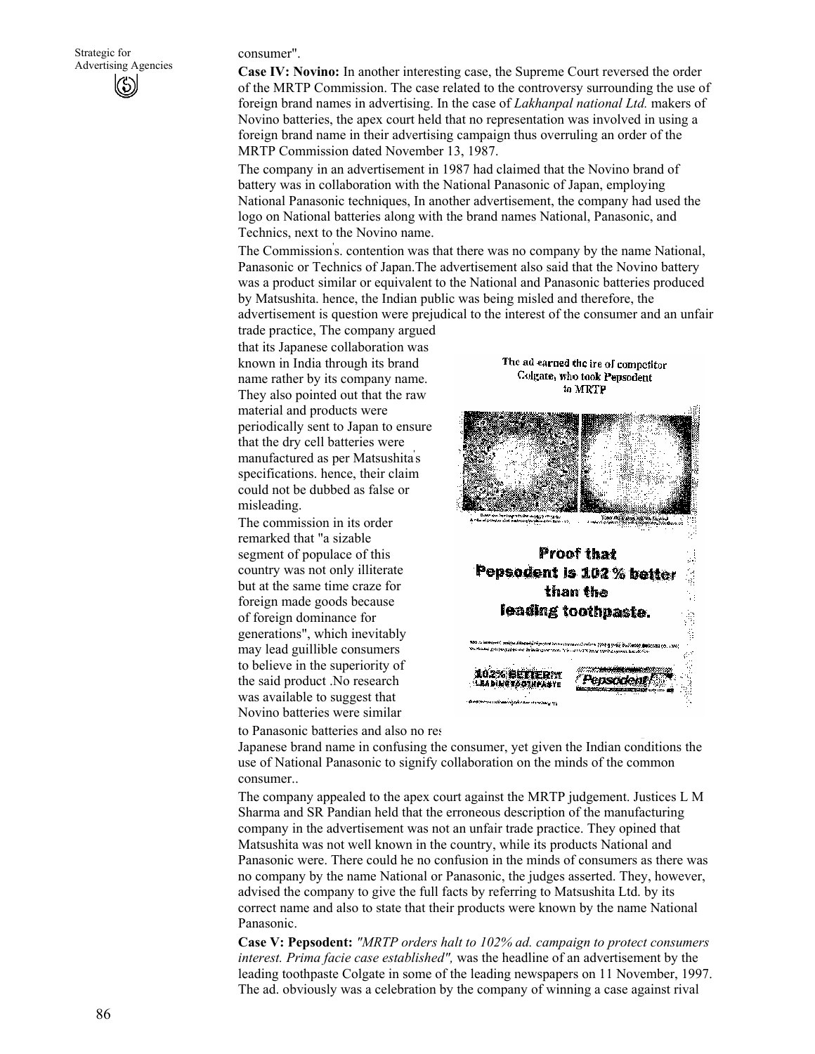consumer".

**Case IV: Novino:** In another interesting case, the Supreme Court reversed the order of the MRTP Commission. The case related to the controversy surrounding the use of foreign brand names in advertising. In the case of *Lakhanpal national Ltd.* makers of Novino batteries, the apex court held that no representation was involved in using a foreign brand name in their advertising campaign thus overruling an order of the MRTP Commission dated November 13, 1987.

The company in an advertisement in 1987 had claimed that the Novino brand of battery was in collaboration with the National Panasonic of Japan, employing National Panasonic techniques, In another advertisement, the company had used the logo on National batteries along with the brand names National, Panasonic, and Technics, next to the Novino name.

The Commission's. contention was that there was no company by the name National, Panasonic or Technics of Japan.The advertisement also said that the Novino battery was a product similar or equivalent to the National and Panasonic batteries produced by Matsushita. hence, the Indian public was being misled and therefore, the advertisement is question were prejudical to the interest of the consumer and an unfair trade practice, The company argued that its Japanese collaboration was known in India through its brand name rather by its company name. They also pointed out that the raw material and products were periodically sent to Japan to ensure that the dry cell batteries were manufactured as per Matsushita's specifications. hence, their claim could not be dubbed as false or misleading.

The commission in its order remarked that "a sizable segment of populace of this country was not only illiterate but at the same time craze for foreign made goods because of foreign dominance for generations", which inevitably may lead guillible consumers to believe in the superiority of the said product .No research was available to suggest that Novino batteries were similar to Panasonic batteries and also no res Japanese brand name in confusing the consumer, yet given the Indian conditions the use of National Panasonic to signify collaboration on the minds of the common consumer..

The ad earned the ire of competitor Colgate, who took Pepsodent to MRTP

**Proof that Pepsodent is 102% better than the leading toothpaste.**

The company appealed to the apex court against the MRTP judgement. Justices L M Sharma and SR Pandian held that the erroneous description of the manufacturing company in the advertisement was not an unfair trade practice. They opined that Matsushita was not well known in the country, while its products National and Panasonic were. There could he no confusion in the minds of consumers as there was no company by the name National or Panasonic, the judges asserted. They, however, advised the company to give the full facts by referring to Matsushita Ltd. by its correct name and also to state that their products were known by the name National Panasonic.

**Case V: Pepsodent:** *"MRTP orders halt to 102% ad. campaign to protect consumers interest. Prima facie case established",* was the headline of an advertisement by the leading toothpaste Colgate in some of the leading newspapers on 11 November, 1997. The ad. obviously was a celebration by the company of winning a case against rival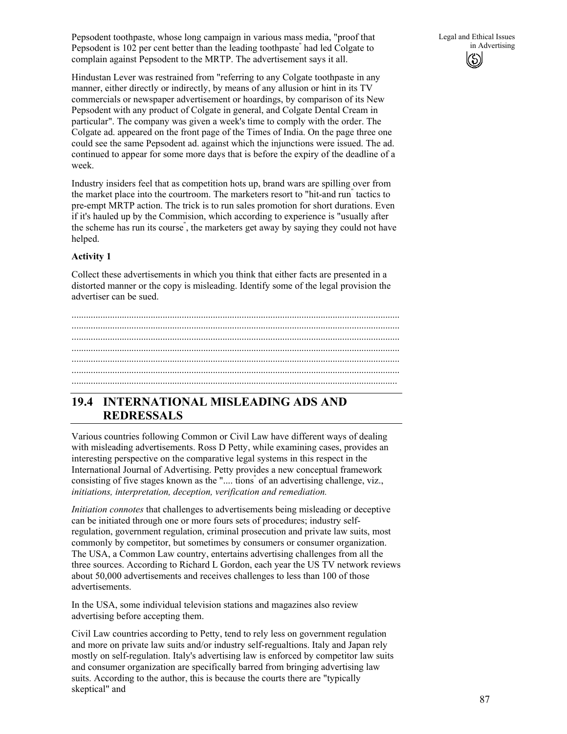Pepsodent toothpaste, whose long campaign in various mass media, "proof that Pepsodent is 102 per cent better than the leading toothpaste" had led Colgate to complain against Pepsodent to the MRTP. The advertisement says it all.

Hindustan Lever was restrained from "referring to any Colgate toothpaste in any manner, either directly or indirectly, by means of any allusion or hint in its TV commercials or newspaper advertisement or hoardings, by comparison of its New Pepsodent with any product of Colgate in general, and Colgate Dental Cream in particular". The company was given a week's time to comply with the order. The Colgate ad. appeared on the front page of the Times of India. On the page three one could see the same Pepsodent ad. against which the injunctions were issued. The ad. continued to appear for some more days that is before the expiry of the deadline of a week.

Industry insiders feel that as competition hots up, brand wars are spilling over from the market place into the courtroom. The marketers resort to "hit-and run" tactics to pre-empt MRTP action. The trick is to run sales promotion for short durations. Even if it's hauled up by the Commision, which according to experience is "usually after the scheme has run its course", the marketers get away by saying they could not have helped.

**Activity 1**

Collect these advertisements in which you think that either facts are presented in a distorted manner or the copy is misleading. Identify some of the legal provision the advertiser can be sued.

.......................................................................................................................................
.......................................................................................................................................
.......................................................................................................................................
.......................................................................................................................................
.......................................................................................................................................
.......................................................................................................................................
.......................................................................................................................................

## 19.4 INTERNATIONAL MISLEADING ADS AND REDRESSALS

Various countries following Common or Civil Law have different ways of dealing with misleading advertisements. Ross D Petty, while examining cases, provides an interesting perspective on the comparative legal systems in this respect in the International Journal of Advertising. Petty provides a new conceptual framework consisting of five stages known as the ".... tions" of an advertising challenge, viz., *initiations, interpretation, deception, verification and remediation.*

*Initiation connotes* that challenges to advertisements being misleading or deceptive can be initiated through one or more fours sets of procedures; industry self-regulation, government regulation, criminal prosecution and private law suits, most commonly by competitor, but sometimes by consumers or consumer organization. The USA, a Common Law country, entertains advertising challenges from all the three sources. According to Richard L Gordon, each year the US TV network reviews about 50,000 advertisements and receives challenges to less than 100 of those advertisements.

In the USA, some individual television stations and magazines also review advertising before accepting them.

Civil Law countries according to Petty, tend to rely less on government regulation and more on private law suits and/or industry self-regualtions. Italy and Japan rely mostly on self-regulation. Italy's advertising law is enforced by competitor law suits and consumer organization are specifically barred from bringing advertising law suits. According to the author, this is because the courts there are "typically skeptical" and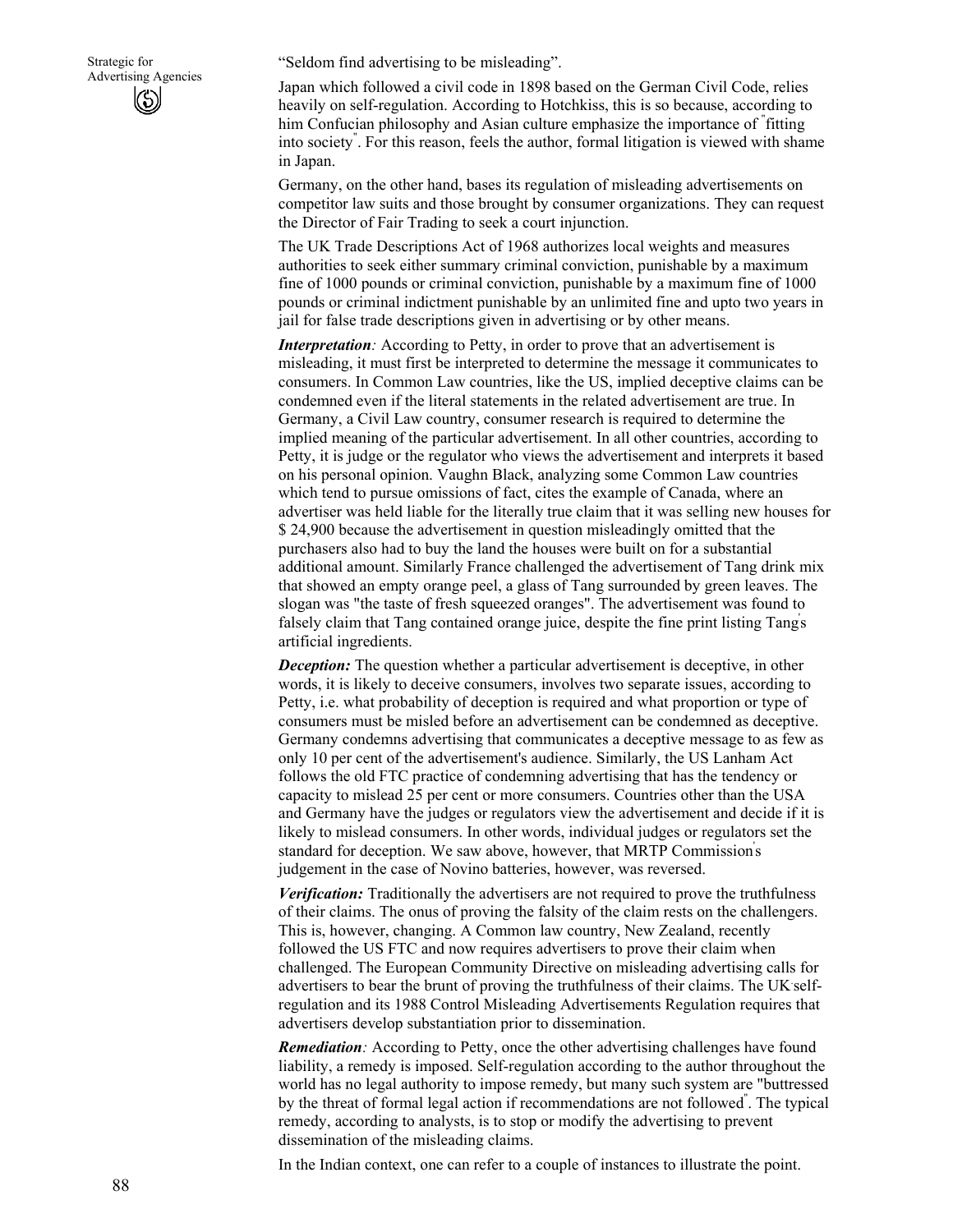"Seldom find advertising to be misleading".

Japan which followed a civil code in 1898 based on the German Civil Code, relies heavily on self-regulation. According to Hotchkiss, this is so because, according to him Confucian philosophy and Asian culture emphasize the importance of "fitting into society". For this reason, feels the author, formal litigation is viewed with shame in Japan.

Germany, on the other hand, bases its regulation of misleading advertisements on competitor law suits and those brought by consumer organizations. They can request the Director of Fair Trading to seek a court injunction.

The UK Trade Descriptions Act of 1968 authorizes local weights and measures authorities to seek either summary criminal conviction, punishable by a maximum fine of 1000 pounds or criminal conviction, punishable by a maximum fine of 1000 pounds or criminal indictment punishable by an unlimited fine and upto two years in jail for false trade descriptions given in advertising or by other means.

***Interpretation**:* According to Petty, in order to prove that an advertisement is misleading, it must first be interpreted to determine the message it communicates to consumers. In Common Law countries, like the US, implied deceptive claims can be condemned even if the literal statements in the related advertisement are true. In Germany, a Civil Law country, consumer research is required to determine the implied meaning of the particular advertisement. In all other countries, according to Petty, it is judge or the regulator who views the advertisement and interprets it based on his personal opinion. Vaughn Black, analyzing some Common Law countries which tend to pursue omissions of fact, cites the example of Canada, where an advertiser was held liable for the literally true claim that it was selling new houses for $ 24,900 because the advertisement in question misleadingly omitted that the purchasers also had to buy the land the houses were built on for a substantial additional amount. Similarly France challenged the advertisement of Tang drink mix that showed an empty orange peel, a glass of Tang surrounded by green leaves. The slogan was "the taste of fresh squeezed oranges". The advertisement was found to falsely claim that Tang contained orange juice, despite the fine print listing Tang's artificial ingredients.

***Deception:*** The question whether a particular advertisement is deceptive, in other words, it is likely to deceive consumers, involves two separate issues, according to Petty, i.e. what probability of deception is required and what proportion or type of consumers must be misled before an advertisement can be condemned as deceptive. Germany condemns advertising that communicates a deceptive message to as few as only 10 per cent of the advertisement's audience. Similarly, the US Lanham Act follows the old FTC practice of condemning advertising that has the tendency or capacity to mislead 25 per cent or more consumers. Countries other than the USA and Germany have the judges or regulators view the advertisement and decide if it is likely to mislead consumers. In other words, individual judges or regulators set the standard for deception. We saw above, however, that MRTP Commission's judgement in the case of Novino batteries, however, was reversed.

***Verification:*** Traditionally the advertisers are not required to prove the truthfulness of their claims. The onus of proving the falsity of the claim rests on the challengers. This is, however, changing. A Common law country, New Zealand, recently followed the US FTC and now requires advertisers to prove their claim when challenged. The European Community Directive on misleading advertising calls for advertisers to bear the brunt of proving the truthfulness of their claims. The UK self-regulation and its 1988 Control Misleading Advertisements Regulation requires that advertisers develop substantiation prior to dissemination.

***Remediation**:* According to Petty, once the other advertising challenges have found liability, a remedy is imposed. Self-regulation according to the author throughout the world has no legal authority to impose remedy, but many such system are "buttressed by the threat of formal legal action if recommendations are not followed". The typical remedy, according to analysts, is to stop or modify the advertising to prevent dissemination of the misleading claims.

In the Indian context, one can refer to a couple of instances to illustrate the point.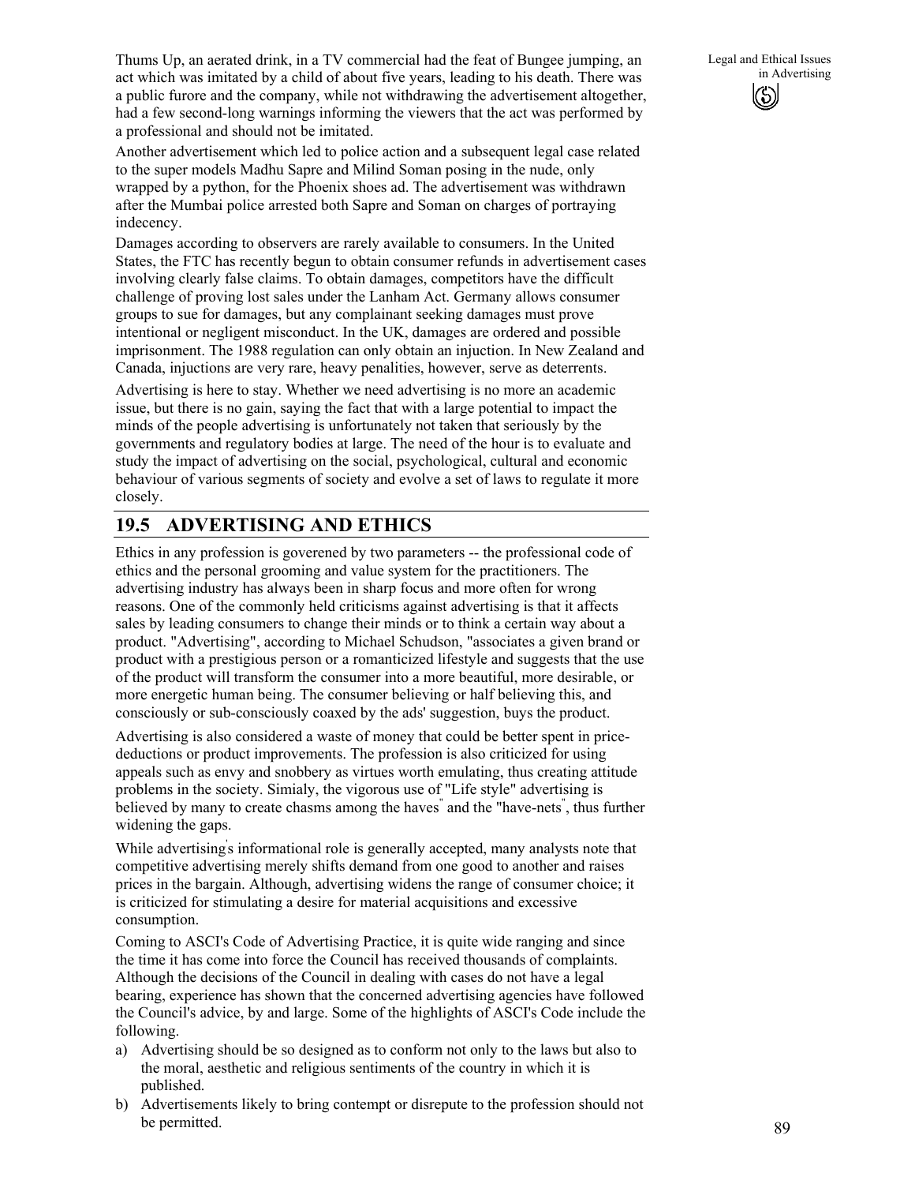Thums Up, an aerated drink, in a TV commercial had the feat of Bungee jumping, an act which was imitated by a child of about five years, leading to his death. There was a public furore and the company, while not withdrawing the advertisement altogether, had a few second-long warnings informing the viewers that the act was performed by a professional and should not be imitated.

Another advertisement which led to police action and a subsequent legal case related to the super models Madhu Sapre and Milind Soman posing in the nude, only wrapped by a python, for the Phoenix shoes ad. The advertisement was withdrawn after the Mumbai police arrested both Sapre and Soman on charges of portraying indecency.

Damages according to observers are rarely available to consumers. In the United States, the FTC has recently begun to obtain consumer refunds in advertisement cases involving clearly false claims. To obtain damages, competitors have the difficult challenge of proving lost sales under the Lanham Act. Germany allows consumer groups to sue for damages, but any complainant seeking damages must prove intentional or negligent misconduct. In the UK, damages are ordered and possible imprisonment. The 1988 regulation can only obtain an injuction. In New Zealand and Canada, injuctions are very rare, heavy penalities, however, serve as deterrents.

Advertising is here to stay. Whether we need advertising is no more an academic issue, but there is no gain, saying the fact that with a large potential to impact the minds of the people advertising is unfortunately not taken that seriously by the governments and regulatory bodies at large. The need of the hour is to evaluate and study the impact of advertising on the social, psychological, cultural and economic behaviour of various segments of society and evolve a set of laws to regulate it more closely.

## 19.5 ADVERTISING AND ETHICS

Ethics in any profession is goverened by two parameters -- the professional code of ethics and the personal grooming and value system for the practitioners. The advertising industry has always been in sharp focus and more often for wrong reasons. One of the commonly held criticisms against advertising is that it affects sales by leading consumers to change their minds or to think a certain way about a product. "Advertising", according to Michael Schudson, "associates a given brand or product with a prestigious person or a romanticized lifestyle and suggests that the use of the product will transform the consumer into a more beautiful, more desirable, or more energetic human being. The consumer believing or half believing this, and consciously or sub-consciously coaxed by the ads' suggestion, buys the product.

Advertising is also considered a waste of money that could be better spent in price-deductions or product improvements. The profession is also criticized for using appeals such as envy and snobbery as virtues worth emulating, thus creating attitude problems in the society. Simialy, the vigorous use of "Life style" advertising is believed by many to create chasms among the haves" and the "have-nets", thus further widening the gaps.

While advertising's informational role is generally accepted, many analysts note that competitive advertising merely shifts demand from one good to another and raises prices in the bargain. Although, advertising widens the range of consumer choice; it is criticized for stimulating a desire for material acquisitions and excessive consumption.

Coming to ASCI's Code of Advertising Practice, it is quite wide ranging and since the time it has come into force the Council has received thousands of complaints. Although the decisions of the Council in dealing with cases do not have a legal bearing, experience has shown that the concerned advertising agencies have followed the Council's advice, by and large. Some of the highlights of ASCI's Code include the following.

a) Advertising should be so designed as to conform not only to the laws but also to the moral, aesthetic and religious sentiments of the country in which it is published.

b) Advertisements likely to bring contempt or disrepute to the profession should not be permitted.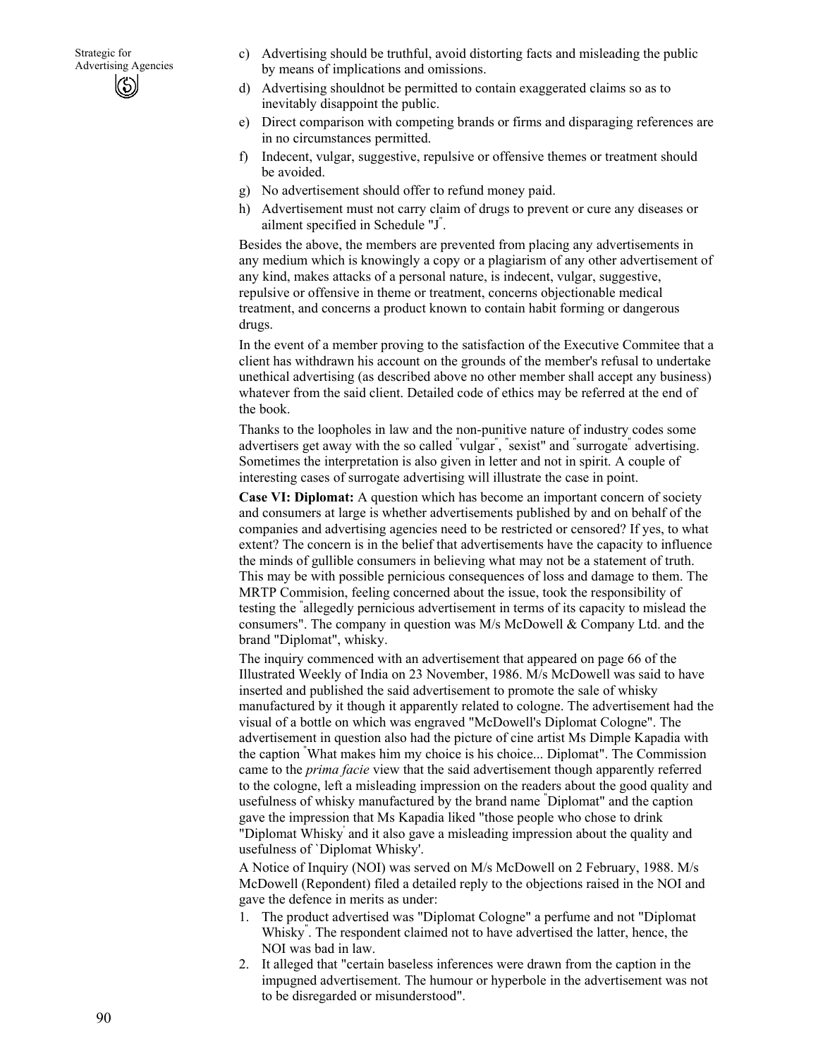c) Advertising should be truthful, avoid distorting facts and misleading the public by means of implications and omissions.

d) Advertising shouldnot be permitted to contain exaggerated claims so as to inevitably disappoint the public.

e) Direct comparison with competing brands or firms and disparaging references are in no circumstances permitted.

f) Indecent, vulgar, suggestive, repulsive or offensive themes or treatment should be avoided.

g) No advertisement should offer to refund money paid.

h) Advertisement must not carry claim of drugs to prevent or cure any diseases or ailment specified in Schedule "J".

Besides the above, the members are prevented from placing any advertisements in any medium which is knowingly a copy or a plagiarism of any other advertisement of any kind, makes attacks of a personal nature, is indecent, vulgar, suggestive, repulsive or offensive in theme or treatment, concerns objectionable medical treatment, and concerns a product known to contain habit forming or dangerous drugs.

In the event of a member proving to the satisfaction of the Executive Commitee that a client has withdrawn his account on the grounds of the member's refusal to undertake unethical advertising (as described above no other member shall accept any business) whatever from the said client. Detailed code of ethics may be referred at the end of the book.

Thanks to the loopholes in law and the non-punitive nature of industry codes some advertisers get away with the so called "vulgar", "sexist" and "surrogate" advertising. Sometimes the interpretation is also given in letter and not in spirit. A couple of interesting cases of surrogate advertising will illustrate the case in point.

**Case VI: Diplomat:** A question which has become an important concern of society and consumers at large is whether advertisements published by and on behalf of the companies and advertising agencies need to be restricted or censored? If yes, to what extent? The concern is in the belief that advertisements have the capacity to influence the minds of gullible consumers in believing what may not be a statement of truth. This may be with possible pernicious consequences of loss and damage to them. The MRTP Commision, feeling concerned about the issue, took the responsibility of testing the "allegedly pernicious advertisement in terms of its capacity to mislead the consumers". The company in question was M/s McDowell & Company Ltd. and the brand "Diplomat", whisky.

The inquiry commenced with an advertisement that appeared on page 66 of the Illustrated Weekly of India on 23 November, 1986. M/s McDowell was said to have inserted and published the said advertisement to promote the sale of whisky manufactured by it though it apparently related to cologne. The advertisement had the visual of a bottle on which was engraved "McDowell's Diplomat Cologne". The advertisement in question also had the picture of cine artist Ms Dimple Kapadia with the caption "What makes him my choice is his choice... Diplomat". The Commission came to the *prima facie* view that the said advertisement though apparently referred to the cologne, left a misleading impression on the readers about the good quality and usefulness of whisky manufactured by the brand name "Diplomat" and the caption gave the impression that Ms Kapadia liked "those people who chose to drink "Diplomat Whisky' and it also gave a misleading impression about the quality and usefulness of `Diplomat Whisky'.

A Notice of Inquiry (NOI) was served on M/s McDowell on 2 February, 1988. M/s McDowell (Repondent) filed a detailed reply to the objections raised in the NOI and gave the defence in merits as under:

1. The product advertised was "Diplomat Cologne" a perfume and not "Diplomat Whisky". The respondent claimed not to have advertised the latter, hence, the NOI was bad in law.
2. It alleged that "certain baseless inferences were drawn from the caption in the impugned advertisement. The humour or hyperbole in the advertisement was not to be disregarded or misunderstood".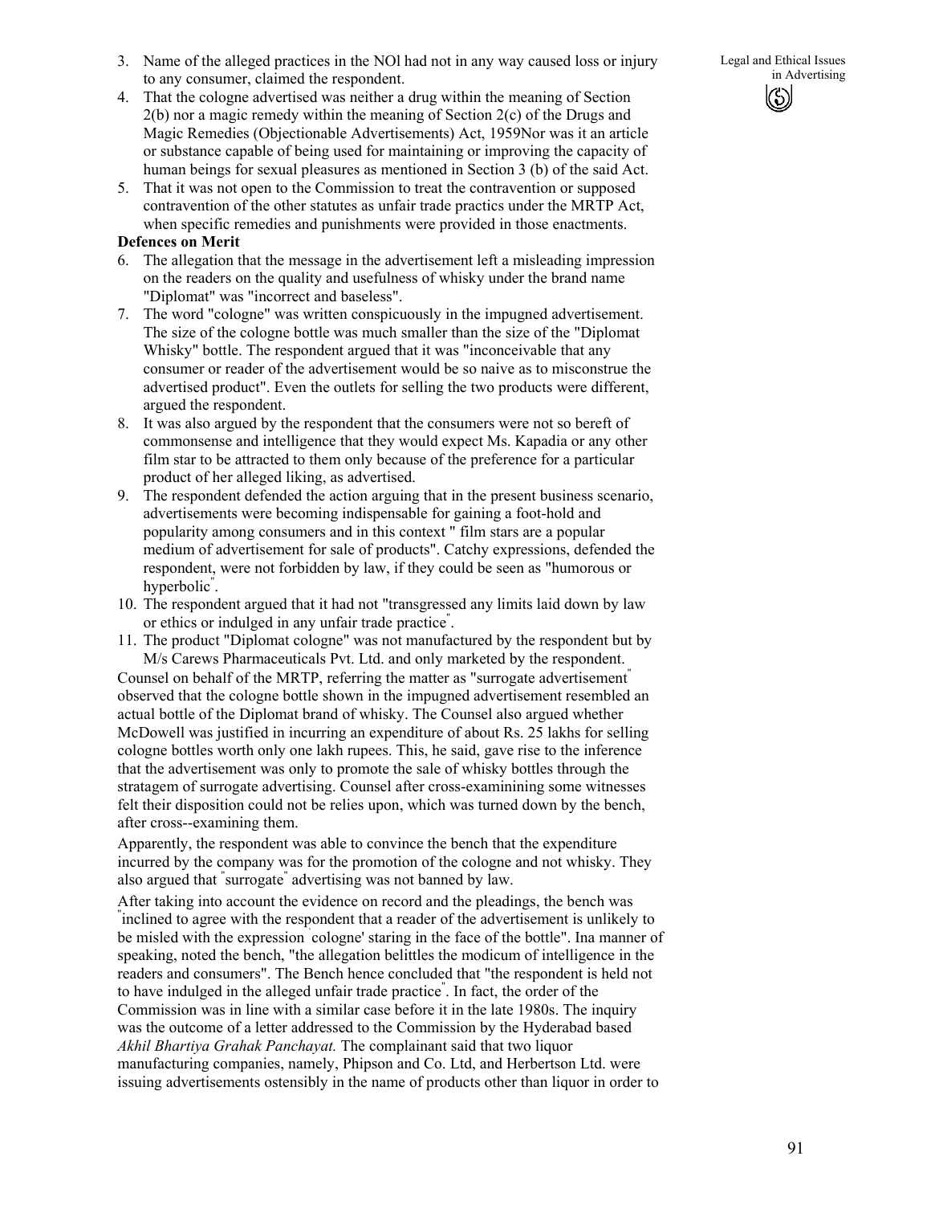3. Name of the alleged practices in the NOl had not in any way caused loss or injury to any consumer, claimed the respondent.
4. That the cologne advertised was neither a drug within the meaning of Section 2(b) nor a magic remedy within the meaning of Section 2(c) of the Drugs and Magic Remedies (Objectionable Advertisements) Act, 1959Nor was it an article or substance capable of being used for maintaining or improving the capacity of human beings for sexual pleasures as mentioned in Section 3 (b) of the said Act.
5. That it was not open to the Commission to treat the contravention or supposed contravention of the other statutes as unfair trade practics under the MRTP Act, when specific remedies and punishments were provided in those enactments.

**Defences on Merit**

6. The allegation that the message in the advertisement left a misleading impression on the readers on the quality and usefulness of whisky under the brand name "Diplomat" was "incorrect and baseless".
7. The word "cologne" was written conspicuously in the impugned advertisement. The size of the cologne bottle was much smaller than the size of the "Diplomat Whisky" bottle. The respondent argued that it was "inconceivable that any consumer or reader of the advertisement would be so naive as to misconstrue the advertised product". Even the outlets for selling the two products were different, argued the respondent.
8. It was also argued by the respondent that the consumers were not so bereft of commonsense and intelligence that they would expect Ms. Kapadia or any other film star to be attracted to them only because of the preference for a particular product of her alleged liking, as advertised.
9. The respondent defended the action arguing that in the present business scenario, advertisements were becoming indispensable for gaining a foot-hold and popularity among consumers and in this context " film stars are a popular medium of advertisement for sale of products". Catchy expressions, defended the respondent, were not forbidden by law, if they could be seen as "humorous or hyperbolic".
10. The respondent argued that it had not "transgressed any limits laid down by law or ethics or indulged in any unfair trade practice".
11. The product "Diplomat cologne" was not manufactured by the respondent but by M/s Carews Pharmaceuticals Pvt. Ltd. and only marketed by the respondent.

Counsel on behalf of the MRTP, referring the matter as "surrogate advertisement" observed that the cologne bottle shown in the impugned advertisement resembled an actual bottle of the Diplomat brand of whisky. The Counsel also argued whether McDowell was justified in incurring an expenditure of about Rs. 25 lakhs for selling cologne bottles worth only one lakh rupees. This, he said, gave rise to the inference that the advertisement was only to promote the sale of whisky bottles through the stratagem of surrogate advertising. Counsel after cross-examinining some witnesses felt their disposition could not be relies upon, which was turned down by the bench, after cross--examining them.

Apparently, the respondent was able to convince the bench that the expenditure incurred by the company was for the promotion of the cologne and not whisky. They also argued that "surrogate" advertising was not banned by law.

After taking into account the evidence on record and the pleadings, the bench was "inclined to agree with the respondent that a reader of the advertisement is unlikely to be misled with the expression `cologne' staring in the face of the bottle". Ina manner of speaking, noted the bench, "the allegation belittles the modicum of intelligence in the readers and consumers". The Bench hence concluded that "the respondent is held not to have indulged in the alleged unfair trade practice". In fact, the order of the Commission was in line with a similar case before it in the late 1980s. The inquiry was the outcome of a letter addressed to the Commission by the Hyderabad based *Akhil Bhartiya Grahak Panchayat.* The complainant said that two liquor manufacturing companies, namely, Phipson and Co. Ltd, and Herbertson Ltd. were issuing advertisements ostensibly in the name of products other than liquor in order to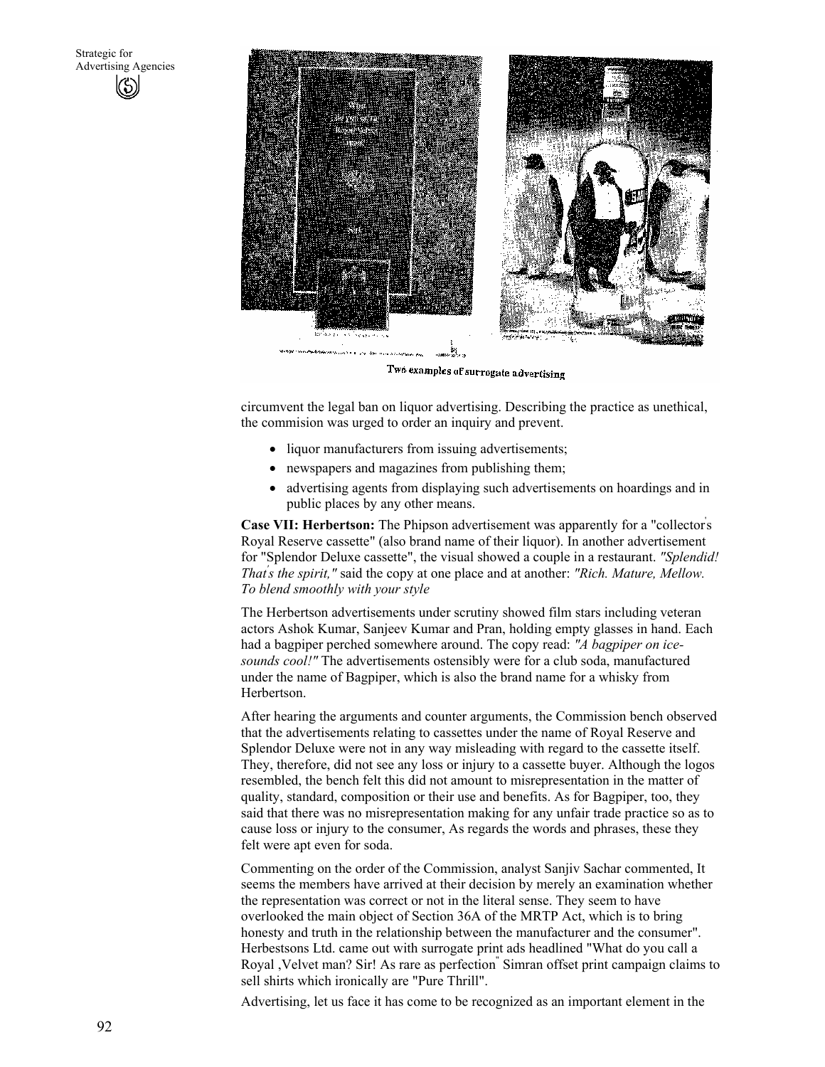Two examples of surrogate advertising

circumvent the legal ban on liquor advertising. Describing the practice as unethical, the commision was urged to order an inquiry and prevent.

- liquor manufacturers from issuing advertisements;
- newspapers and magazines from publishing them;
- advertising agents from displaying such advertisements on hoardings and in public places by any other means.

**Case VII: Herbertson:** The Phipson advertisement was apparently for a "collector's Royal Reserve cassette" (also brand name of their liquor). In another advertisement for "Splendor Deluxe cassette", the visual showed a couple in a restaurant. *"Splendid! That's the spirit,"* said the copy at one place and at another: *"Rich. Mature, Mellow. To blend smoothly with your style*

The Herbertson advertisements under scrutiny showed film stars including veteran actors Ashok Kumar, Sanjeev Kumar and Pran, holding empty glasses in hand. Each had a bagpiper perched somewhere around. The copy read: *"A bagpiper on ice-sounds cool!"* The advertisements ostensibly were for a club soda, manufactured under the name of Bagpiper, which is also the brand name for a whisky from Herbertson.

After hearing the arguments and counter arguments, the Commission bench observed that the advertisements relating to cassettes under the name of Royal Reserve and Splendor Deluxe were not in any way misleading with regard to the cassette itself. They, therefore, did not see any loss or injury to a cassette buyer. Although the logos resembled, the bench felt this did not amount to misrepresentation in the matter of quality, standard, composition or their use and benefits. As for Bagpiper, too, they said that there was no misrepresentation making for any unfair trade practice so as to cause loss or injury to the consumer, As regards the words and phrases, these they felt were apt even for soda.

Commenting on the order of the Commission, analyst Sanjiv Sachar commented, It seems the members have arrived at their decision by merely an examination whether the representation was correct or not in the literal sense. They seem to have overlooked the main object of Section 36A of the MRTP Act, which is to bring honesty and truth in the relationship between the manufacturer and the consumer". Herbestsons Ltd. came out with surrogate print ads headlined "What do you call a Royal ,Velvet man? Sir! As rare as perfection" Simran offset print campaign claims to sell shirts which ironically are "Pure Thrill".

Advertising, let us face it has come to be recognized as an important element in the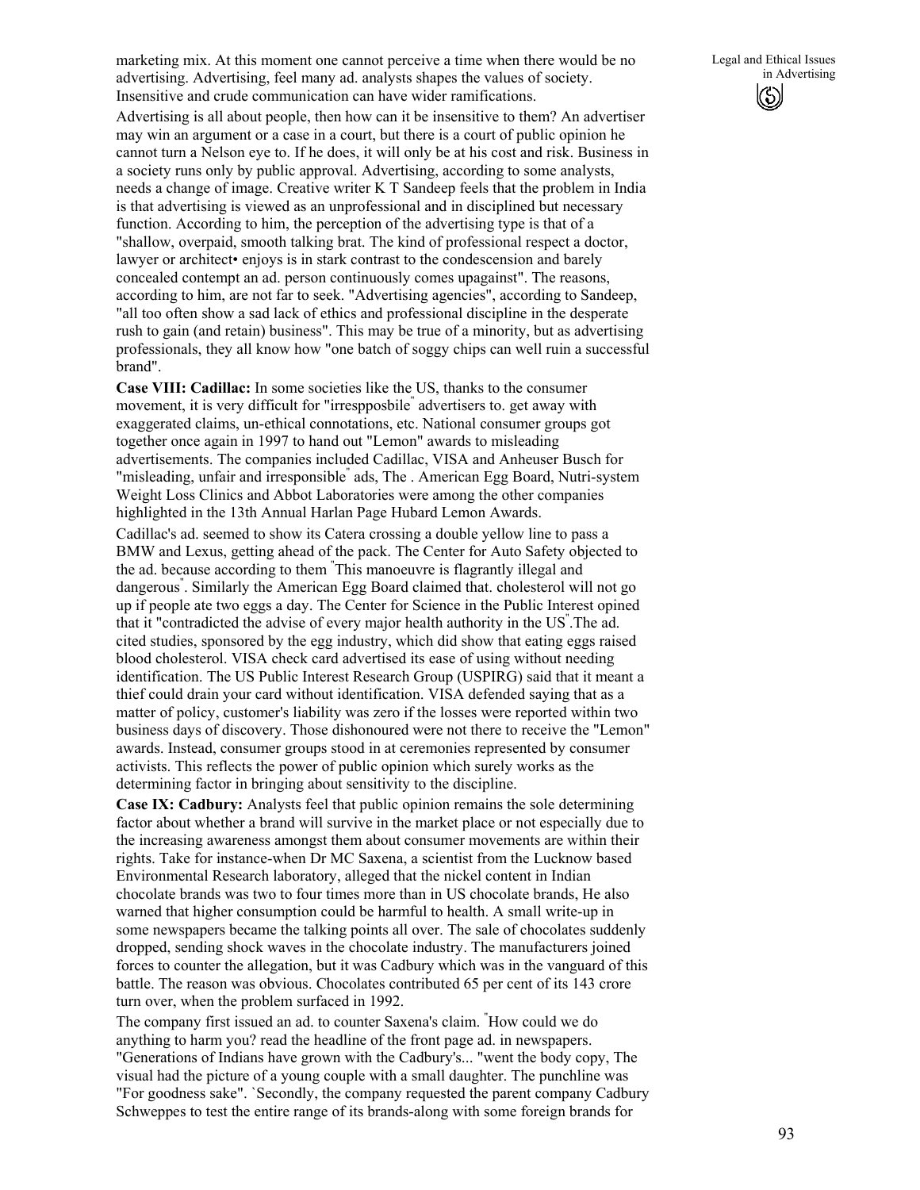marketing mix. At this moment one cannot perceive a time when there would be no advertising. Advertising, feel many ad. analysts shapes the values of society. Insensitive and crude communication can have wider ramifications.

Advertising is all about people, then how can it be insensitive to them? An advertiser may win an argument or a case in a court, but there is a court of public opinion he cannot turn a Nelson eye to. If he does, it will only be at his cost and risk. Business in a society runs only by public approval. Advertising, according to some analysts, needs a change of image. Creative writer K T Sandeep feels that the problem in India is that advertising is viewed as an unprofessional and in disciplined but necessary function. According to him, the perception of the advertising type is that of a "shallow, overpaid, smooth talking brat. The kind of professional respect a doctor, lawyer or architect• enjoys is in stark contrast to the condescension and barely concealed contempt an ad. person continuously comes upagainst". The reasons, according to him, are not far to seek. "Advertising agencies", according to Sandeep, "all too often show a sad lack of ethics and professional discipline in the desperate rush to gain (and retain) business". This may be true of a minority, but as advertising professionals, they all know how "one batch of soggy chips can well ruin a successful brand".

**Case VIII: Cadillac:** In some societies like the US, thanks to the consumer movement, it is very difficult for "irrespposbile" advertisers to. get away with exaggerated claims, un-ethical connotations, etc. National consumer groups got together once again in 1997 to hand out "Lemon" awards to misleading advertisements. The companies included Cadillac, VISA and Anheuser Busch for "misleading, unfair and irresponsible" ads, The . American Egg Board, Nutri-system Weight Loss Clinics and Abbot Laboratories were among the other companies highlighted in the 13th Annual Harlan Page Hubard Lemon Awards.

Cadillac's ad. seemed to show its Catera crossing a double yellow line to pass a BMW and Lexus, getting ahead of the pack. The Center for Auto Safety objected to the ad. because according to them "This manoeuvre is flagrantly illegal and dangerous". Similarly the American Egg Board claimed that. cholesterol will not go up if people ate two eggs a day. The Center for Science in the Public Interest opined that it "contradicted the advise of every major health authority in the US".The ad. cited studies, sponsored by the egg industry, which did show that eating eggs raised blood cholesterol. VISA check card advertised its ease of using without needing identification. The US Public Interest Research Group (USPIRG) said that it meant a thief could drain your card without identification. VISA defended saying that as a matter of policy, customer's liability was zero if the losses were reported within two business days of discovery. Those dishonoured were not there to receive the "Lemon" awards. Instead, consumer groups stood in at ceremonies represented by consumer activists. This reflects the power of public opinion which surely works as the determining factor in bringing about sensitivity to the discipline.

**Case IX: Cadbury:** Analysts feel that public opinion remains the sole determining factor about whether a brand will survive in the market place or not especially due to the increasing awareness amongst them about consumer movements are within their rights. Take for instance-when Dr MC Saxena, a scientist from the Lucknow based Environmental Research laboratory, alleged that the nickel content in Indian chocolate brands was two to four times more than in US chocolate brands, He also warned that higher consumption could be harmful to health. A small write-up in some newspapers became the talking points all over. The sale of chocolates suddenly dropped, sending shock waves in the chocolate industry. The manufacturers joined forces to counter the allegation, but it was Cadbury which was in the vanguard of this battle. The reason was obvious. Chocolates contributed 65 per cent of its 143 crore turn over, when the problem surfaced in 1992.

The company first issued an ad. to counter Saxena's claim. "How could we do anything to harm you? read the headline of the front page ad. in newspapers. "Generations of Indians have grown with the Cadbury's... "went the body copy, The visual had the picture of a young couple with a small daughter. The punchline was "For goodness sake". `Secondly, the company requested the parent company Cadbury Schweppes to test the entire range of its brands-along with some foreign brands for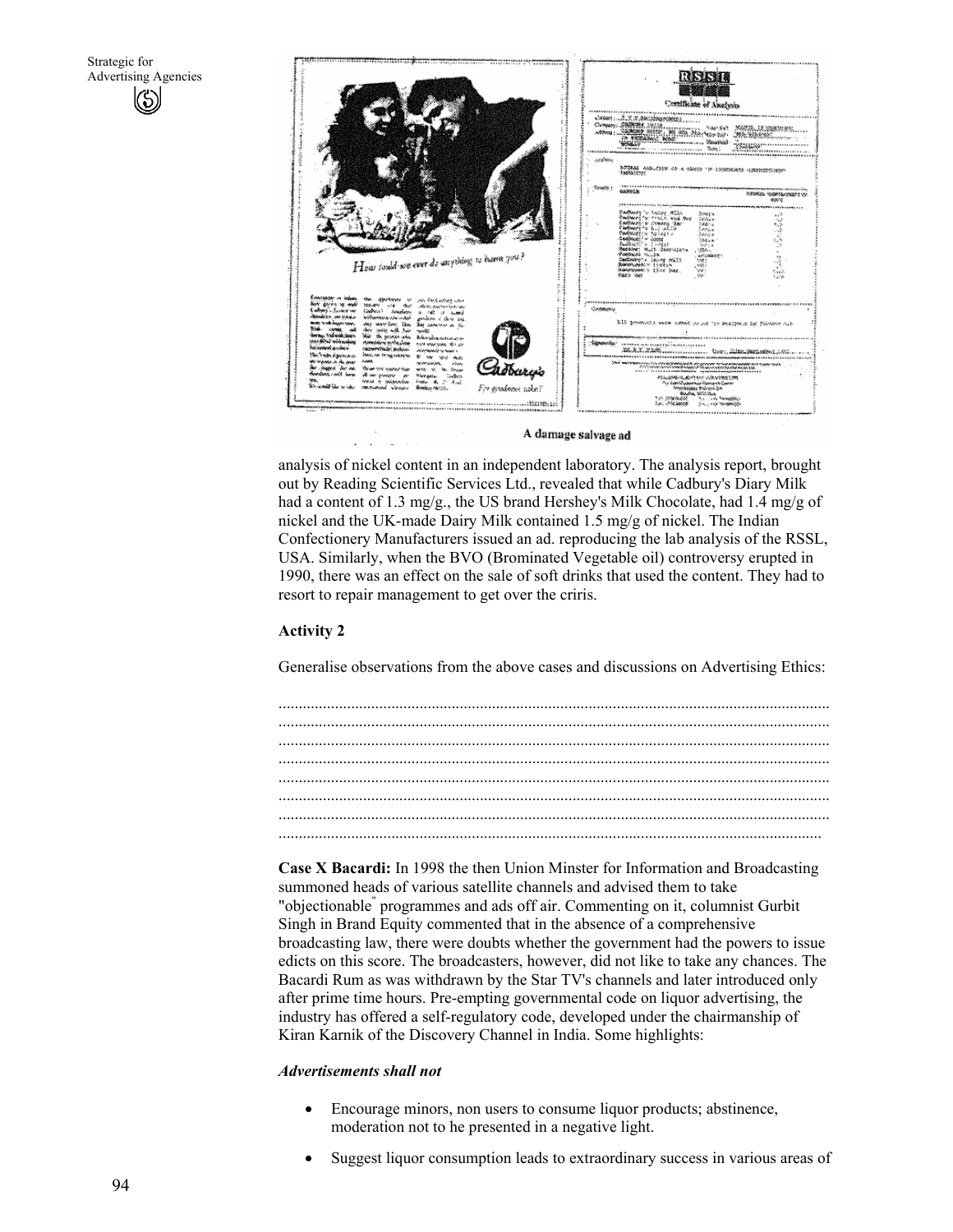A damage salvage ad

analysis of nickel content in an independent laboratory. The analysis report, brought out by Reading Scientific Services Ltd., revealed that while Cadbury's Diary Milk had a content of 1.3 mg/g., the US brand Hershey's Milk Chocolate, had 1.4 mg/g of nickel and the UK-made Dairy Milk contained 1.5 mg/g of nickel. The Indian Confectionery Manufacturers issued an ad. reproducing the lab analysis of the RSSL, USA. Similarly, when the BVO (Brominated Vegetable oil) controversy erupted in 1990, there was an effect on the sale of soft drinks that used the content. They had to resort to repair management to get over the criris.

**Activity 2**

Generalise observations from the above cases and discussions on Advertising Ethics:

........................................................................................................................................
........................................................................................................................................
........................................................................................................................................
........................................................................................................................................
........................................................................................................................................
........................................................................................................................................
........................................................................................................................................
........................................................................................................................................

**Case X Bacardi:** In 1998 the then Union Minster for Information and Broadcasting summoned heads of various satellite channels and advised them to take "objectionable" programmes and ads off air. Commenting on it, columnist Gurbit Singh in Brand Equity commented that in the absence of a comprehensive broadcasting law, there were doubts whether the government had the powers to issue edicts on this score. The broadcasters, however, did not like to take any chances. The Bacardi Rum as was withdrawn by the Star TV's channels and later introduced only after prime time hours. Pre-empting governmental code on liquor advertising, the industry has offered a self-regulatory code, developed under the chairmanship of Kiran Karnik of the Discovery Channel in India. Some highlights:

***Advertisements shall not***

- Encourage minors, non users to consume liquor products; abstinence, moderation not to he presented in a negative light.
- Suggest liquor consumption leads to extraordinary success in various areas of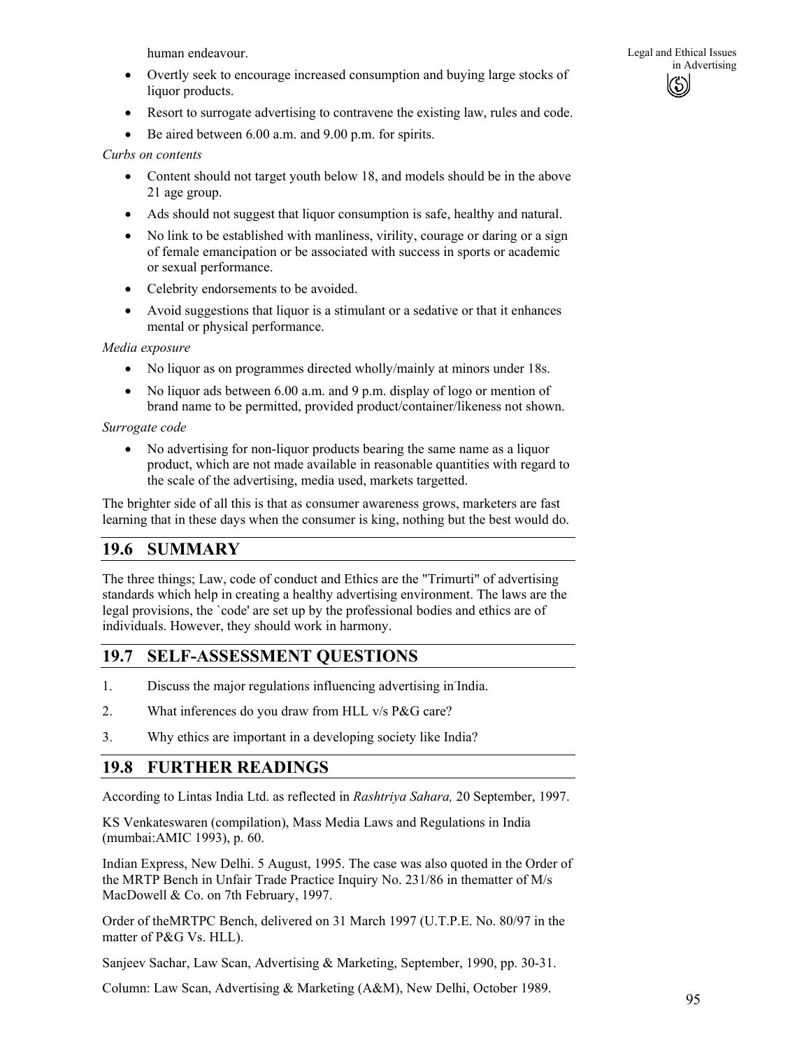human endeavour.

- Overtly seek to encourage increased consumption and buying large stocks of liquor products.
- Resort to surrogate advertising to contravene the existing law, rules and code.
- Be aired between 6.00 a.m. and 9.00 p.m. for spirits.

*Curbs on contents*

- Content should not target youth below 18, and models should be in the above 21 age group.
- Ads should not suggest that liquor consumption is safe, healthy and natural.
- No link to be established with manliness, virility, courage or daring or a sign of female emancipation or be associated with success in sports or academic or sexual performance.
- Celebrity endorsements to be avoided.
- Avoid suggestions that liquor is a stimulant or a sedative or that it enhances mental or physical performance.

*Media exposure*

- No liquor as on programmes directed wholly/mainly at minors under 18s.
- No liquor ads between 6.00 a.m. and 9 p.m. display of logo or mention of brand name to be permitted, provided product/container/likeness not shown.

*Surrogate code*

- No advertising for non-liquor products bearing the same name as a liquor product, which are not made available in reasonable quantities with regard to the scale of the advertising, media used, markets targetted.

The brighter side of all this is that as consumer awareness grows, marketers are fast learning that in these days when the consumer is king, nothing but the best would do.

## 19.6 SUMMARY

The three things; Law, code of conduct and Ethics are the "Trimurti" of advertising standards which help in creating a healthy advertising environment. The laws are the legal provisions, the `code' are set up by the professional bodies and ethics are of individuals. However, they should work in harmony.

## 19.7 SELF-ASSESSMENT QUESTIONS

1. Discuss the major regulations influencing advertising in India.
2. What inferences do you draw from HLL v/s P&G care?
3. Why ethics are important in a developing society like India?

## 19.8 FURTHER READINGS

According to Lintas India Ltd. as reflected in *Rashtriya Sahara,* 20 September, 1997.

KS Venkateswaren (compilation), Mass Media Laws and Regulations in India (mumbai:AMIC 1993), p. 60.

Indian Express, New Delhi. 5 August, 1995. The case was also quoted in the Order of the MRTP Bench in Unfair Trade Practice Inquiry No. 231/86 in thematter of M/s MacDowell & Co. on 7th February, 1997.

Order of theMRTPC Bench, delivered on 31 March 1997 (U.T.P.E. No. 80/97 in the matter of P&G Vs. HLL).

Sanjeev Sachar, Law Scan, Advertising & Marketing, September, 1990, pp. 30-31.

Column: Law Scan, Advertising & Marketing (A&M), New Delhi, October 1989.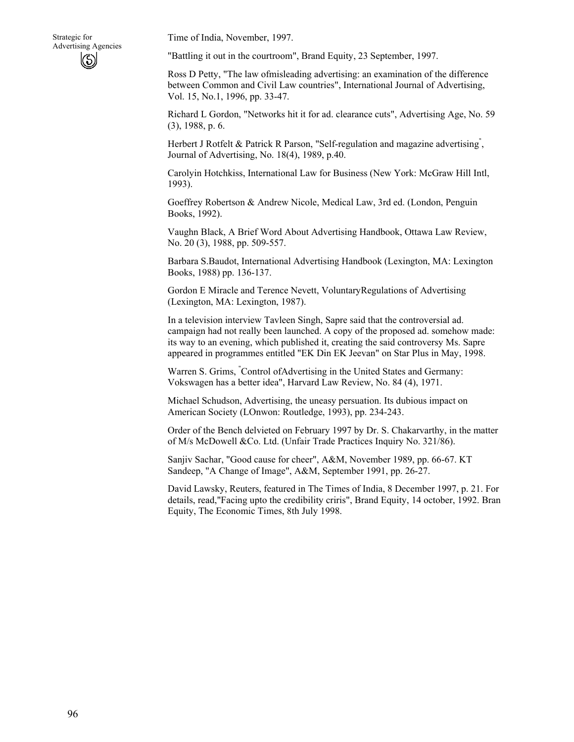Time of India, November, 1997.

"Battling it out in the courtroom", Brand Equity, 23 September, 1997.

Ross D Petty, "The law ofmisleading advertising: an examination of the difference between Common and Civil Law countries", International Journal of Advertising, Vol. 15, No.1, 1996, pp. 33-47.

Richard L Gordon, "Networks hit it for ad. clearance cuts", Advertising Age, No. 59 (3), 1988, p. 6.

Herbert J Rotfelt & Patrick R Parson, "Self-regulation and magazine advertising", Journal of Advertising, No. 18(4), 1989, p.40.

Carolyin Hotchkiss, International Law for Business (New York: McGraw Hill Intl, 1993).

Goeffrey Robertson & Andrew Nicole, Medical Law, 3rd ed. (London, Penguin Books, 1992).

Vaughn Black, A Brief Word About Advertising Handbook, Ottawa Law Review, No. 20 (3), 1988, pp. 509-557.

Barbara S.Baudot, International Advertising Handbook (Lexington, MA: Lexington Books, 1988) pp. 136-137.

Gordon E Miracle and Terence Nevett, VoluntaryRegulations of Advertising (Lexington, MA: Lexington, 1987).

In a television interview Tavleen Singh, Sapre said that the controversial ad. campaign had not really been launched. A copy of the proposed ad. somehow made: its way to an evening, which published it, creating the said controversy Ms. Sapre appeared in programmes entitled "EK Din EK Jeevan" on Star Plus in May, 1998.

Warren S. Grims, "Control ofAdvertising in the United States and Germany: Vokswagen has a better idea", Harvard Law Review, No. 84 (4), 1971.

Michael Schudson, Advertising, the uneasy persuation. Its dubious impact on American Society (LOnwon: Routledge, 1993), pp. 234-243.

Order of the Bench delvieted on February 1997 by Dr. S. Chakarvarthy, in the matter of M/s McDowell &Co. Ltd. (Unfair Trade Practices Inquiry No. 321/86).

Sanjiv Sachar, "Good cause for cheer", A&M, November 1989, pp. 66-67. KT Sandeep, "A Change of Image", A&M, September 1991, pp. 26-27.

David Lawsky, Reuters, featured in The Times of India, 8 December 1997, p. 21. For details, read,"Facing upto the credibility criris", Brand Equity, 14 october, 1992. Bran Equity, The Economic Times, 8th July 1998.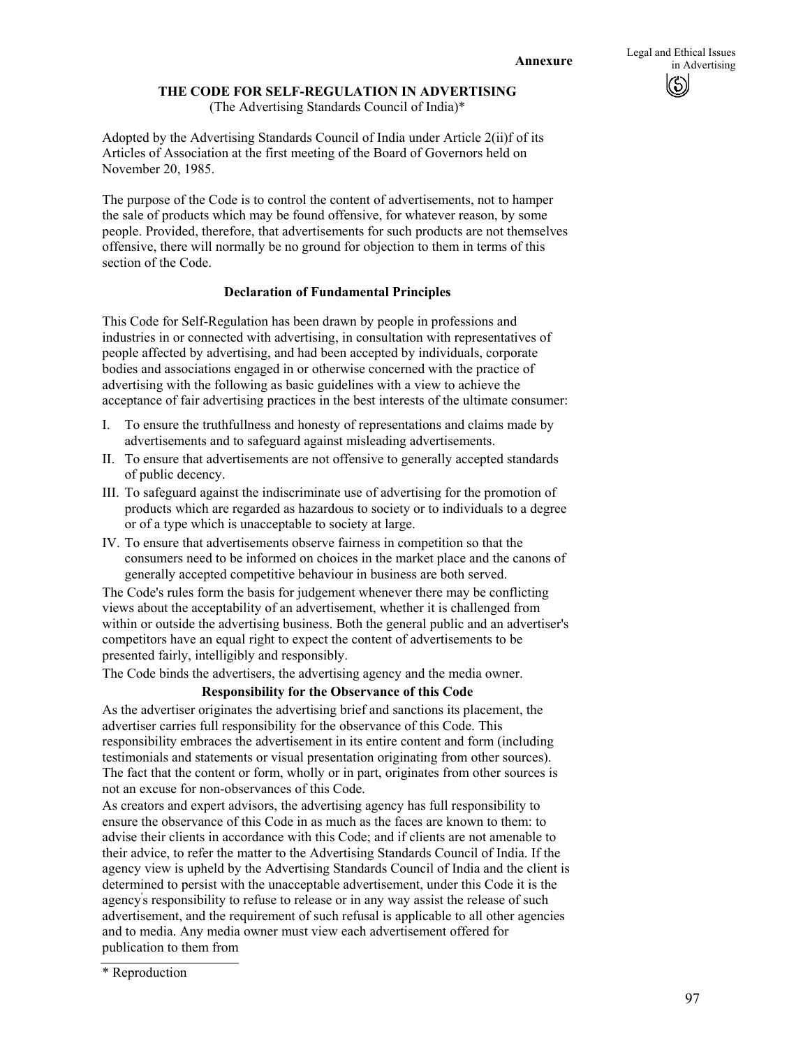**Annexure**

## THE CODE FOR SELF-REGULATION IN ADVERTISING

(The Advertising Standards Council of India)*

Adopted by the Advertising Standards Council of India under Article 2(ii)f of its Articles of Association at the first meeting of the Board of Governors held on November 20, 1985.

The purpose of the Code is to control the content of advertisements, not to hamper the sale of products which may be found offensive, for whatever reason, by some people. Provided, therefore, that advertisements for such products are not themselves offensive, there will normally be no ground for objection to them in terms of this section of the Code.

### Declaration of Fundamental Principles

This Code for Self-Regulation has been drawn by people in professions and industries in or connected with advertising, in consultation with representatives of people affected by advertising, and had been accepted by individuals, corporate bodies and associations engaged in or otherwise concerned with the practice of advertising with the following as basic guidelines with a view to achieve the acceptance of fair advertising practices in the best interests of the ultimate consumer:

I. To ensure the truthfullness and honesty of representations and claims made by advertisements and to safeguard against misleading advertisements.

II. To ensure that advertisements are not offensive to generally accepted standards of public decency.

III. To safeguard against the indiscriminate use of advertising for the promotion of products which are regarded as hazardous to society or to individuals to a degree or of a type which is unacceptable to society at large.

IV. To ensure that advertisements observe fairness in competition so that the consumers need to be informed on choices in the market place and the canons of generally accepted competitive behaviour in business are both served.

The Code's rules form the basis for judgement whenever there may be conflicting views about the acceptability of an advertisement, whether it is challenged from within or outside the advertising business. Both the general public and an advertiser's competitors have an equal right to expect the content of advertisements to be presented fairly, intelligibly and responsibly.

The Code binds the advertisers, the advertising agency and the media owner.

### Responsibility for the Observance of this Code

As the advertiser originates the advertising brief and sanctions its placement, the advertiser carries full responsibility for the observance of this Code. This responsibility embraces the advertisement in its entire content and form (including testimonials and statements or visual presentation originating from other sources). The fact that the content or form, wholly or in part, originates from other sources is not an excuse for non-observances of this Code.

As creators and expert advisors, the advertising agency has full responsibility to ensure the observance of this Code in as much as the faces are known to them: to advise their clients in accordance with this Code; and if clients are not amenable to their advice, to refer the matter to the Advertising Standards Council of India. If the agency view is upheld by the Advertising Standards Council of India and the client is determined to persist with the unacceptable advertisement, under this Code it is the agency's responsibility to refuse to release or in any way assist the release of such advertisement, and the requirement of such refusal is applicable to all other agencies and to media. Any media owner must view each advertisement offered for publication to them from

\* Reproduction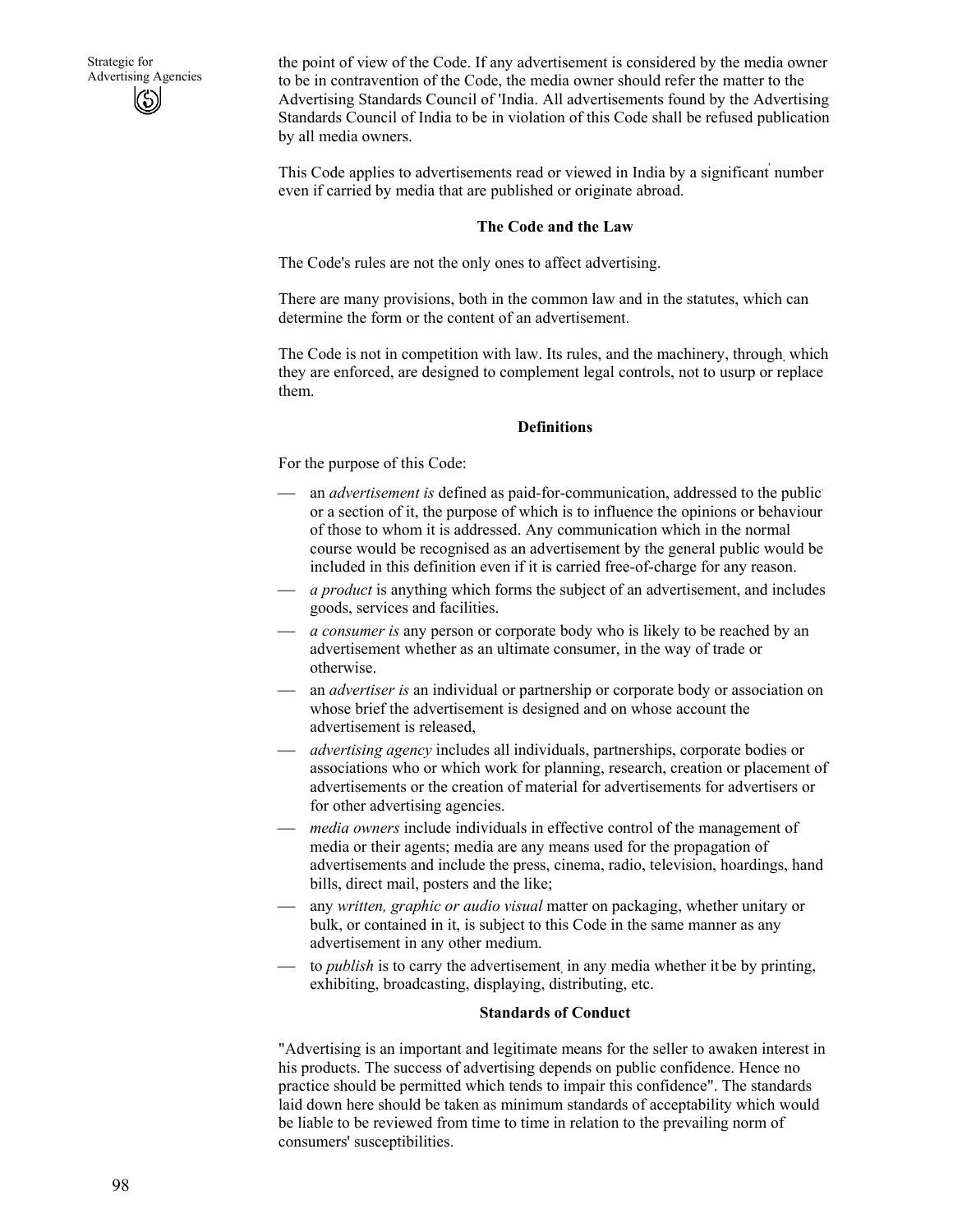the point of view of the Code. If any advertisement is considered by the media owner to be in contravention of the Code, the media owner should refer the matter to the Advertising Standards Council of 'India. All advertisements found by the Advertising Standards Council of India to be in violation of this Code shall be refused publication by all media owners.

This Code applies to advertisements read or viewed in India by a significant number even if carried by media that are published or originate abroad.

**The Code and the Law**

The Code's rules are not the only ones to affect advertising.

There are many provisions, both in the common law and in the statutes, which can determine the form or the content of an advertisement.

The Code is not in competition with law. Its rules, and the machinery, through which they are enforced, are designed to complement legal controls, not to usurp or replace them.

**Definitions**

For the purpose of this Code:

- an *advertisement is* defined as paid-for-communication, addressed to the public or a section of it, the purpose of which is to influence the opinions or behaviour of those to whom it is addressed. Any communication which in the normal course would be recognised as an advertisement by the general public would be included in this definition even if it is carried free-of-charge for any reason.
- *a product* is anything which forms the subject of an advertisement, and includes goods, services and facilities.
- *a consumer is* any person or corporate body who is likely to be reached by an advertisement whether as an ultimate consumer, in the way of trade or otherwise.
- an *advertiser is* an individual or partnership or corporate body or association on whose brief the advertisement is designed and on whose account the advertisement is released,
- *advertising agency* includes all individuals, partnerships, corporate bodies or associations who or which work for planning, research, creation or placement of advertisements or the creation of material for advertisements for advertisers or for other advertising agencies.
- *media owners* include individuals in effective control of the management of media or their agents; media are any means used for the propagation of advertisements and include the press, cinema, radio, television, hoardings, hand bills, direct mail, posters and the like;
- any *written, graphic or audio visual* matter on packaging, whether unitary or bulk, or contained in it, is subject to this Code in the same manner as any advertisement in any other medium.
- to *publish* is to carry the advertisement in any media whether it be by printing, exhibiting, broadcasting, displaying, distributing, etc.

**Standards of Conduct**

"Advertising is an important and legitimate means for the seller to awaken interest in his products. The success of advertising depends on public confidence. Hence no practice should be permitted which tends to impair this confidence". The standards laid down here should be taken as minimum standards of acceptability which would be liable to be reviewed from time to time in relation to the prevailing norm of consumers' susceptibilities.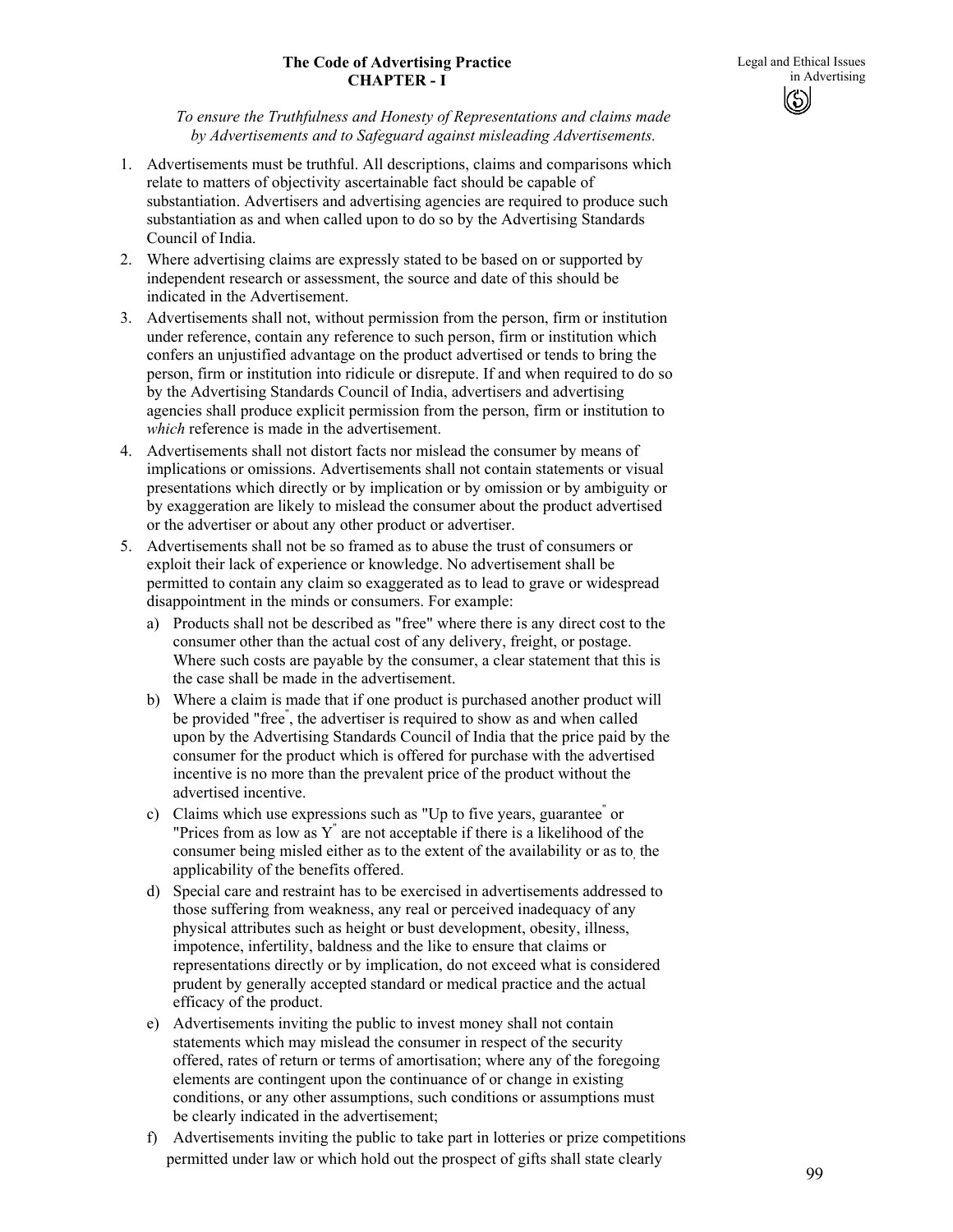# The Code of Advertising Practice
## CHAPTER - I

*To ensure the Truthfulness and Honesty of Representations and claims made by Advertisements and to Safeguard against misleading Advertisements.*

1. Advertisements must be truthful. All descriptions, claims and comparisons which relate to matters of objectivity ascertainable fact should be capable of substantiation. Advertisers and advertising agencies are required to produce such substantiation as and when called upon to do so by the Advertising Standards Council of India.
2. Where advertising claims are expressly stated to be based on or supported by independent research or assessment, the source and date of this should be indicated in the Advertisement.
3. Advertisements shall not, without permission from the person, firm or institution under reference, contain any reference to such person, firm or institution which confers an unjustified advantage on the product advertised or tends to bring the person, firm or institution into ridicule or disrepute. If and when required to do so by the Advertising Standards Council of India, advertisers and advertising agencies shall produce explicit permission from the person, firm or institution to *which* reference is made in the advertisement.
4. Advertisements shall not distort facts nor mislead the consumer by means of implications or omissions. Advertisements shall not contain statements or visual presentations which directly or by implication or by omission or by ambiguity or by exaggeration are likely to mislead the consumer about the product advertised or the advertiser or about any other product or advertiser.
5. Advertisements shall not be so framed as to abuse the trust of consumers or exploit their lack of experience or knowledge. No advertisement shall be permitted to contain any claim so exaggerated as to lead to grave or widespread disappointment in the minds or consumers. For example:
   a) Products shall not be described as "free" where there is any direct cost to the consumer other than the actual cost of any delivery, freight, or postage. Where such costs are payable by the consumer, a clear statement that this is the case shall be made in the advertisement.
   b) Where a claim is made that if one product is purchased another product will be provided "free", the advertiser is required to show as and when called upon by the Advertising Standards Council of India that the price paid by the consumer for the product which is offered for purchase with the advertised incentive is no more than the prevalent price of the product without the advertised incentive.
   c) Claims which use expressions such as "Up to five years, guarantee" or "Prices from as low as Y" are not acceptable if there is a likelihood of the consumer being misled either as to the extent of the availability or as to, the applicability of the benefits offered.
   d) Special care and restraint has to be exercised in advertisements addressed to those suffering from weakness, any real or perceived inadequacy of any physical attributes such as height or bust development, obesity, illness, impotence, infertility, baldness and the like to ensure that claims or representations directly or by implication, do not exceed what is considered prudent by generally accepted standard or medical practice and the actual efficacy of the product.
   e) Advertisements inviting the public to invest money shall not contain statements which may mislead the consumer in respect of the security offered, rates of return or terms of amortisation; where any of the foregoing elements are contingent upon the continuance of or change in existing conditions, or any other assumptions, such conditions or assumptions must be clearly indicated in the advertisement;
   f) Advertisements inviting the public to take part in lotteries or prize competitions permitted under law or which hold out the prospect of gifts shall state clearly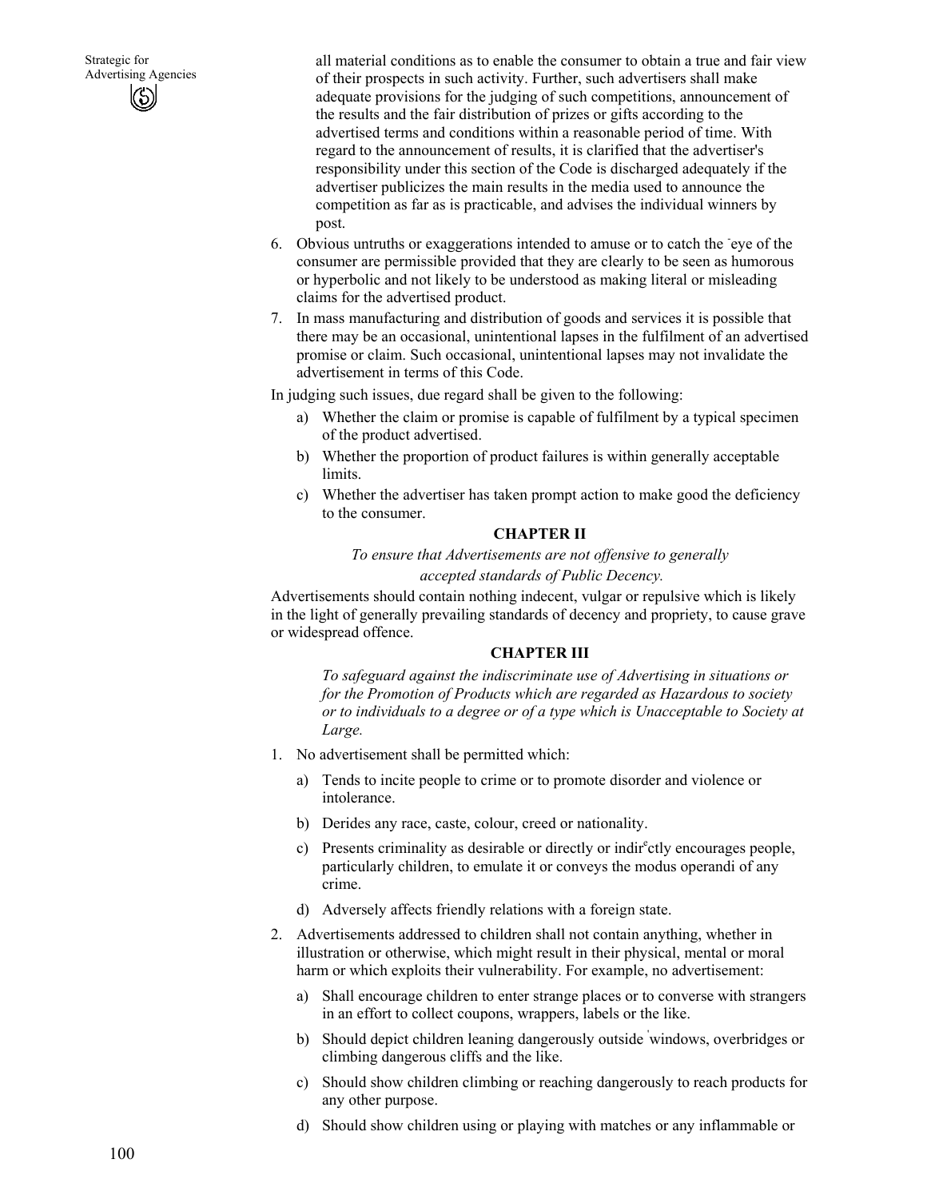all material conditions as to enable the consumer to obtain a true and fair view of their prospects in such activity. Further, such advertisers shall make adequate provisions for the judging of such competitions, announcement of the results and the fair distribution of prizes or gifts according to the advertised terms and conditions within a reasonable period of time. With regard to the announcement of results, it is clarified that the advertiser's responsibility under this section of the Code is discharged adequately if the advertiser publicizes the main results in the media used to announce the competition as far as is practicable, and advises the individual winners by post.

6. Obvious untruths or exaggerations intended to amuse or to catch the eye of the consumer are permissible provided that they are clearly to be seen as humorous or hyperbolic and not likely to be understood as making literal or misleading claims for the advertised product.
7. In mass manufacturing and distribution of goods and services it is possible that there may be an occasional, unintentional lapses in the fulfilment of an advertised promise or claim. Such occasional, unintentional lapses may not invalidate the advertisement in terms of this Code.

In judging such issues, due regard shall be given to the following:

a) Whether the claim or promise is capable of fulfilment by a typical specimen of the product advertised.
b) Whether the proportion of product failures is within generally acceptable limits.
c) Whether the advertiser has taken prompt action to make good the deficiency to the consumer.

## CHAPTER II

*To ensure that Advertisements are not offensive to generally accepted standards of Public Decency.*

Advertisements should contain nothing indecent, vulgar or repulsive which is likely in the light of generally prevailing standards of decency and propriety, to cause grave or widespread offence.

## CHAPTER III

*To safeguard against the indiscriminate use of Advertising in situations or for the Promotion of Products which are regarded as Hazardous to society or to individuals to a degree or of a type which is Unacceptable to Society at Large.*

1. No advertisement shall be permitted which:
   a) Tends to incite people to crime or to promote disorder and violence or intolerance.
   b) Derides any race, caste, colour, creed or nationality.
   c) Presents criminality as desirable or directly or indirectly encourages people, particularly children, to emulate it or conveys the modus operandi of any crime.
   d) Adversely affects friendly relations with a foreign state.
2. Advertisements addressed to children shall not contain anything, whether in illustration or otherwise, which might result in their physical, mental or moral harm or which exploits their vulnerability. For example, no advertisement:
   a) Shall encourage children to enter strange places or to converse with strangers in an effort to collect coupons, wrappers, labels or the like.
   b) Should depict children leaning dangerously outside windows, overbridges or climbing dangerous cliffs and the like.
   c) Should show children climbing or reaching dangerously to reach products for any other purpose.
   d) Should show children using or playing with matches or any inflammable or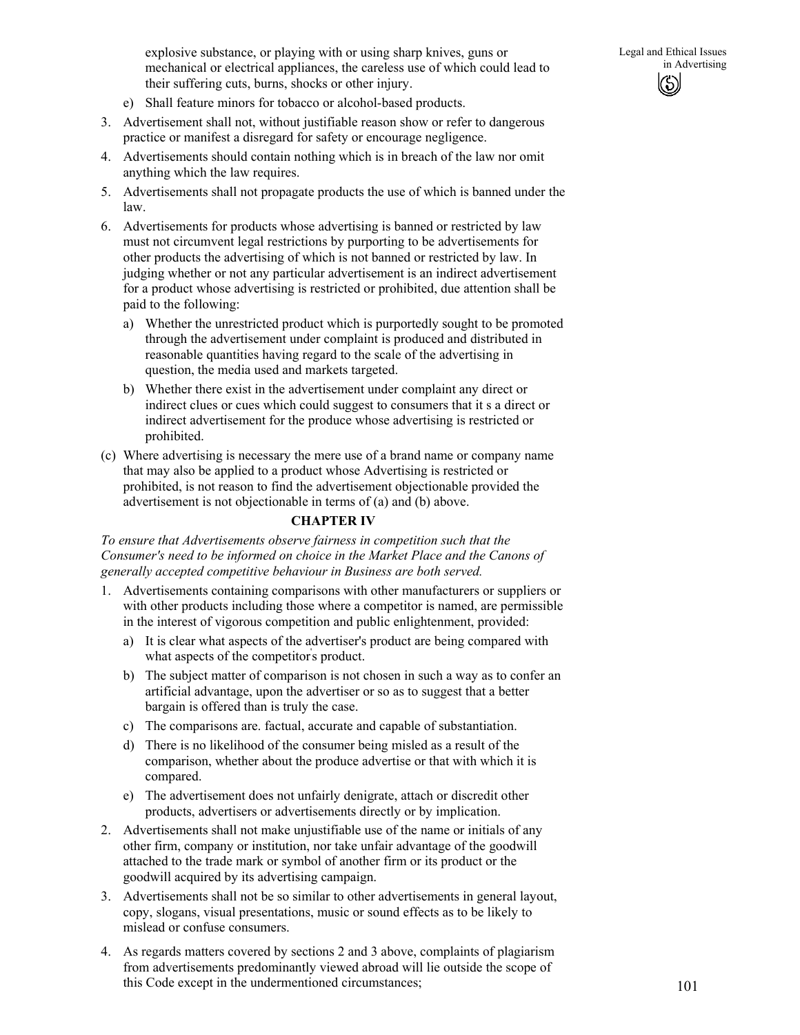explosive substance, or playing with or using sharp knives, guns or mechanical or electrical appliances, the careless use of which could lead to their suffering cuts, burns, shocks or other injury.

e) Shall feature minors for tobacco or alcohol-based products.

3. Advertisement shall not, without justifiable reason show or refer to dangerous practice or manifest a disregard for safety or encourage negligence.
4. Advertisements should contain nothing which is in breach of the law nor omit anything which the law requires.
5. Advertisements shall not propagate products the use of which is banned under the law.
6. Advertisements for products whose advertising is banned or restricted by law must not circumvent legal restrictions by purporting to be advertisements for other products the advertising of which is not banned or restricted by law. In judging whether or not any particular advertisement is an indirect advertisement for a product whose advertising is restricted or prohibited, due attention shall be paid to the following:
   a) Whether the unrestricted product which is purportedly sought to be promoted through the advertisement under complaint is produced and distributed in reasonable quantities having regard to the scale of the advertising in question, the media used and markets targeted.
   b) Whether there exist in the advertisement under complaint any direct or indirect clues or cues which could suggest to consumers that it s a direct or indirect advertisement for the produce whose advertising is restricted or prohibited.

(c) Where advertising is necessary the mere use of a brand name or company name that may also be applied to a product whose Advertising is restricted or prohibited, is not reason to find the advertisement objectionable provided the advertisement is not objectionable in terms of (a) and (b) above.

## CHAPTER IV

*To ensure that Advertisements observe fairness in competition such that the Consumer's need to be informed on choice in the Market Place and the Canons of generally accepted competitive behaviour in Business are both served.*

1. Advertisements containing comparisons with other manufacturers or suppliers or with other products including those where a competitor is named, are permissible in the interest of vigorous competition and public enlightenment, provided:
   a) It is clear what aspects of the advertiser's product are being compared with what aspects of the competitor's product.
   b) The subject matter of comparison is not chosen in such a way as to confer an artificial advantage, upon the advertiser or so as to suggest that a better bargain is offered than is truly the case.
   c) The comparisons are. factual, accurate and capable of substantiation.
   d) There is no likelihood of the consumer being misled as a result of the comparison, whether about the produce advertise or that with which it is compared.
   e) The advertisement does not unfairly denigrate, attach or discredit other products, advertisers or advertisements directly or by implication.
2. Advertisements shall not make unjustifiable use of the name or initials of any other firm, company or institution, nor take unfair advantage of the goodwill attached to the trade mark or symbol of another firm or its product or the goodwill acquired by its advertising campaign.
3. Advertisements shall not be so similar to other advertisements in general layout, copy, slogans, visual presentations, music or sound effects as to be likely to mislead or confuse consumers.
4. As regards matters covered by sections 2 and 3 above, complaints of plagiarism from advertisements predominantly viewed abroad will lie outside the scope of this Code except in the undermentioned circumstances;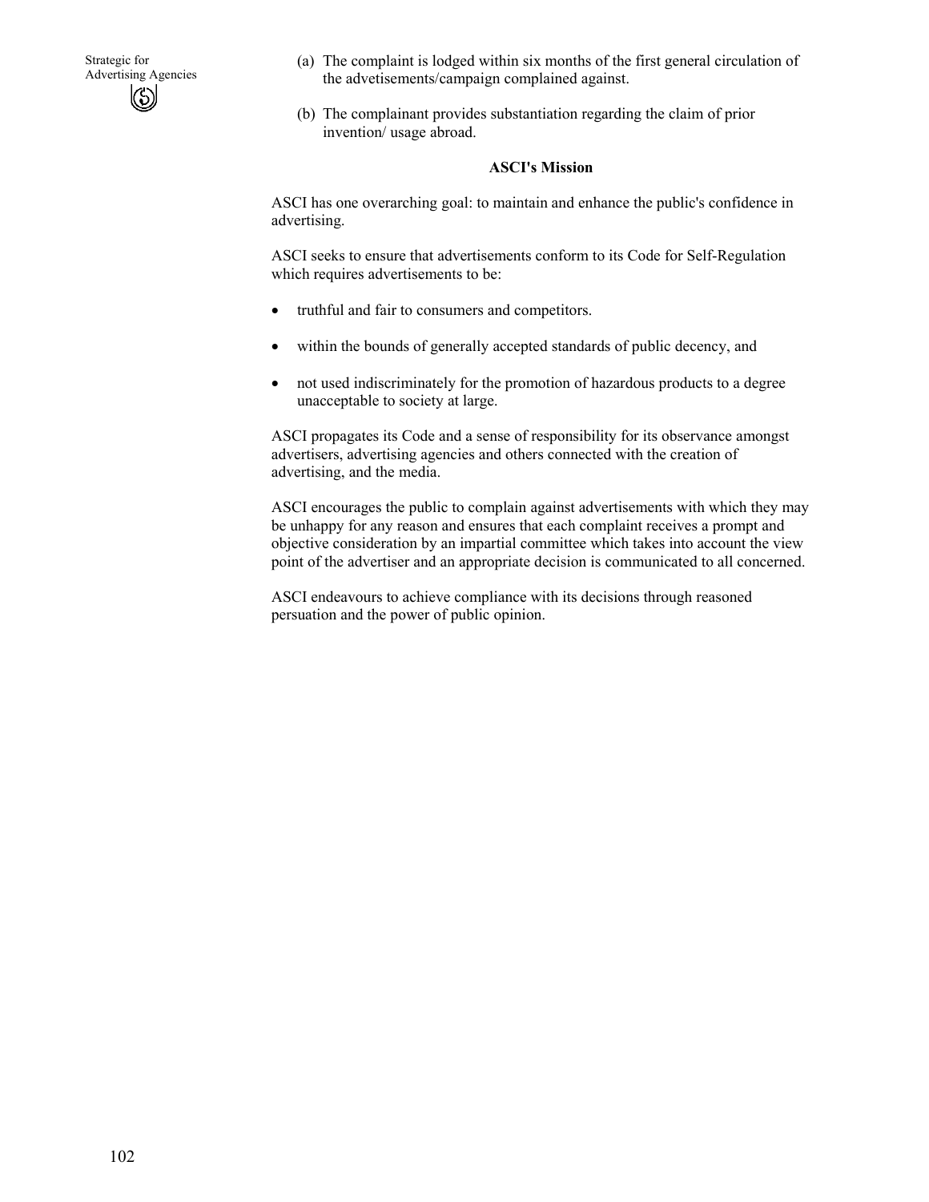(a) The complaint is lodged within six months of the first general circulation of the advetisements/campaign complained against.

(b) The complainant provides substantiation regarding the claim of prior invention/ usage abroad.

**ASCI's Mission**

ASCI has one overarching goal: to maintain and enhance the public's confidence in advertising.

ASCI seeks to ensure that advertisements conform to its Code for Self-Regulation which requires advertisements to be:

- truthful and fair to consumers and competitors.
- within the bounds of generally accepted standards of public decency, and
- not used indiscriminately for the promotion of hazardous products to a degree unacceptable to society at large.

ASCI propagates its Code and a sense of responsibility for its observance amongst advertisers, advertising agencies and others connected with the creation of advertising, and the media.

ASCI encourages the public to complain against advertisements with which they may be unhappy for any reason and ensures that each complaint receives a prompt and objective consideration by an impartial committee which takes into account the view point of the advertiser and an appropriate decision is communicated to all concerned.

ASCI endeavours to achieve compliance with its decisions through reasoned persuation and the power of public opinion.